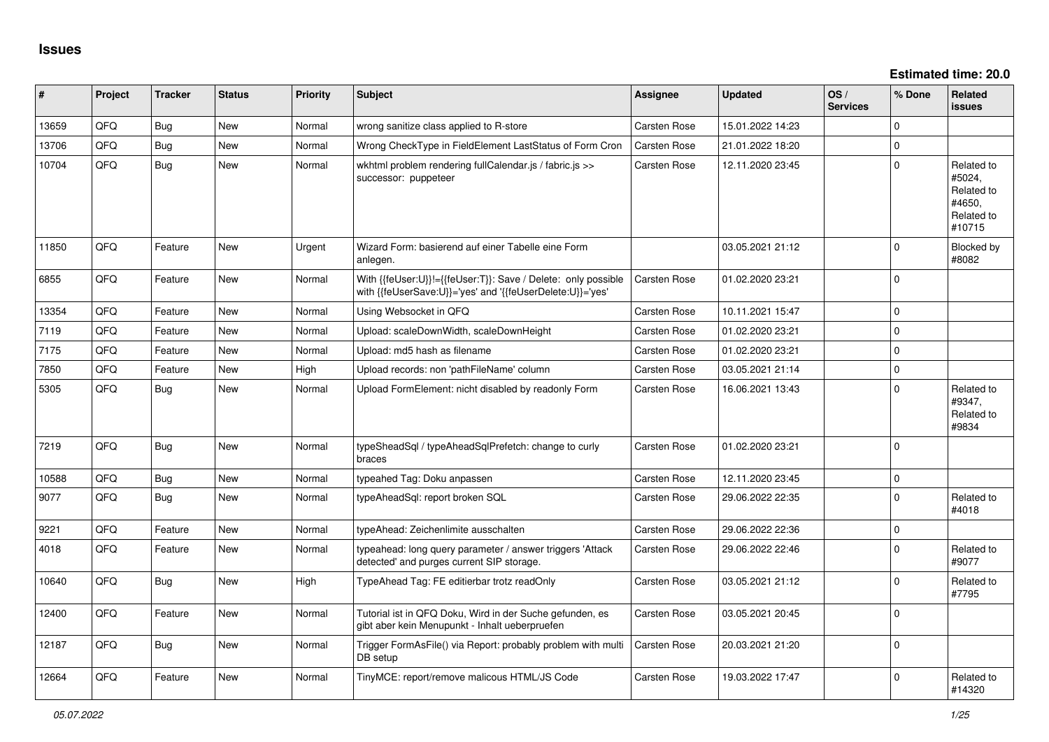# Issues

**Estimated time: 20.0**

| # | Project | Tracker | Status | Priority | Subject | Assignee | Updated | OS / Services | % Done | Related issues |
|---|---|---|---|---|---|---|---|---|---|---|
| 13659 | QFQ | Bug | New | Normal | wrong sanitize class applied to R-store | Carsten Rose | 15.01.2022 14:23 | | 0 | |
| 13706 | QFQ | Bug | New | Normal | Wrong CheckType in FieldElement LastStatus of Form Cron | Carsten Rose | 21.01.2022 18:20 | | 0 | |
| 10704 | QFQ | Bug | New | Normal | wkhtml problem rendering fullCalendar.js / fabric.js >> successor: puppeteer | Carsten Rose | 12.11.2020 23:45 | | 0 | Related to #5024, Related to #4650, Related to #10715 |
| 11850 | QFQ | Feature | New | Urgent | Wizard Form: basierend auf einer Tabelle eine Form anlegen. | | 03.05.2021 21:12 | | 0 | Blocked by #8082 |
| 6855 | QFQ | Feature | New | Normal | With {{feUser:U}}!={{feUser:T}}: Save / Delete: only possible with {{feUserSave:U}}='yes' and '{{feUserDelete:U}}='yes' | Carsten Rose | 01.02.2020 23:21 | | 0 | |
| 13354 | QFQ | Feature | New | Normal | Using Websocket in QFQ | Carsten Rose | 10.11.2021 15:47 | | 0 | |
| 7119 | QFQ | Feature | New | Normal | Upload: scaleDownWidth, scaleDownHeight | Carsten Rose | 01.02.2020 23:21 | | 0 | |
| 7175 | QFQ | Feature | New | Normal | Upload: md5 hash as filename | Carsten Rose | 01.02.2020 23:21 | | 0 | |
| 7850 | QFQ | Feature | New | High | Upload records: non 'pathFileName' column | Carsten Rose | 03.05.2021 21:14 | | 0 | |
| 5305 | QFQ | Bug | New | Normal | Upload FormElement: nicht disabled by readonly Form | Carsten Rose | 16.06.2021 13:43 | | 0 | Related to #9347, Related to #9834 |
| 7219 | QFQ | Bug | New | Normal | typeSheadSql / typeAheadSqlPrefetch: change to curly braces | Carsten Rose | 01.02.2020 23:21 | | 0 | |
| 10588 | QFQ | Bug | New | Normal | typeahed Tag: Doku anpassen | Carsten Rose | 12.11.2020 23:45 | | 0 | |
| 9077 | QFQ | Bug | New | Normal | typeAheadSql: report broken SQL | Carsten Rose | 29.06.2022 22:35 | | 0 | Related to #4018 |
| 9221 | QFQ | Feature | New | Normal | typeAhead: Zeichenlimite ausschalten | Carsten Rose | 29.06.2022 22:36 | | 0 | |
| 4018 | QFQ | Feature | New | Normal | typeahead: long query parameter / answer triggers 'Attack detected' and purges current SIP storage. | Carsten Rose | 29.06.2022 22:46 | | 0 | Related to #9077 |
| 10640 | QFQ | Bug | New | High | TypeAhead Tag: FE editierbar trotz readOnly | Carsten Rose | 03.05.2021 21:12 | | 0 | Related to #7795 |
| 12400 | QFQ | Feature | New | Normal | Tutorial ist in QFQ Doku, Wird in der Suche gefunden, es gibt aber kein Menupunkt - Inhalt ueberpruefen | Carsten Rose | 03.05.2021 20:45 | | 0 | |
| 12187 | QFQ | Bug | New | Normal | Trigger FormAsFile() via Report: probably problem with multi DB setup | Carsten Rose | 20.03.2021 21:20 | | 0 | |
| 12664 | QFQ | Feature | New | Normal | TinyMCE: report/remove malicous HTML/JS Code | Carsten Rose | 19.03.2022 17:47 | | 0 | Related to #14320 |

*05.07.2022*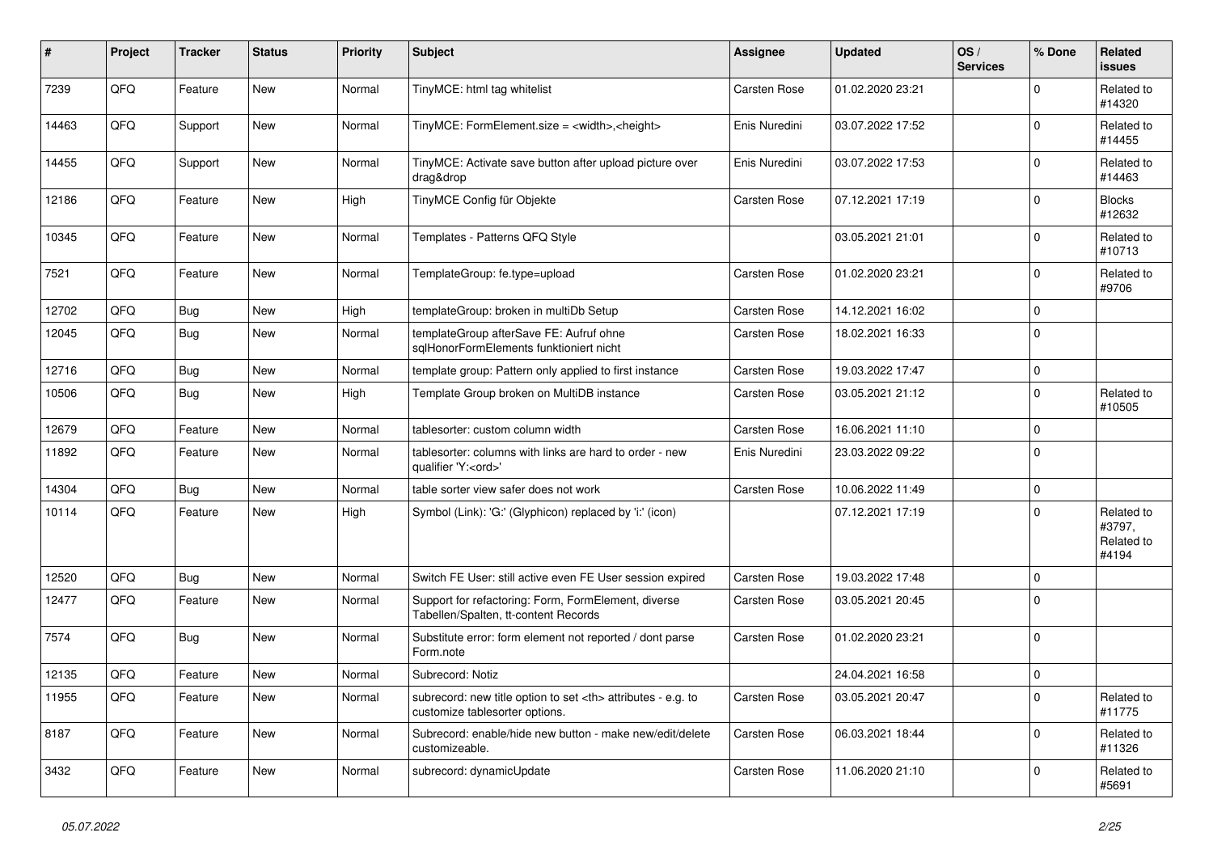| # | Project | Tracker | Status | Priority | Subject | Assignee | Updated | OS / Services | % Done | Related issues |
|---|---|---|---|---|---|---|---|---|---|---|
| 7239 | QFQ | Feature | New | Normal | TinyMCE: html tag whitelist | Carsten Rose | 01.02.2020 23:21 | | 0 | Related to #14320 |
| 14463 | QFQ | Support | New | Normal | TinyMCE: FormElement.size = <width>,<height> | Enis Nuredini | 03.07.2022 17:52 | | 0 | Related to #14455 |
| 14455 | QFQ | Support | New | Normal | TinyMCE: Activate save button after upload picture over drag&drop | Enis Nuredini | 03.07.2022 17:53 | | 0 | Related to #14463 |
| 12186 | QFQ | Feature | New | High | TinyMCE Config für Objekte | Carsten Rose | 07.12.2021 17:19 | | 0 | Blocks #12632 |
| 10345 | QFQ | Feature | New | Normal | Templates - Patterns QFQ Style | | 03.05.2021 21:01 | | 0 | Related to #10713 |
| 7521 | QFQ | Feature | New | Normal | TemplateGroup: fe.type=upload | Carsten Rose | 01.02.2020 23:21 | | 0 | Related to #9706 |
| 12702 | QFQ | Bug | New | High | templateGroup: broken in multiDb Setup | Carsten Rose | 14.12.2021 16:02 | | 0 | |
| 12045 | QFQ | Bug | New | Normal | templateGroup afterSave FE: Aufruf ohne sqlHonorFormElements funktioniert nicht | Carsten Rose | 18.02.2021 16:33 | | 0 | |
| 12716 | QFQ | Bug | New | Normal | template group: Pattern only applied to first instance | Carsten Rose | 19.03.2022 17:47 | | 0 | |
| 10506 | QFQ | Bug | New | High | Template Group broken on MultiDB instance | Carsten Rose | 03.05.2021 21:12 | | 0 | Related to #10505 |
| 12679 | QFQ | Feature | New | Normal | tablesorter: custom column width | Carsten Rose | 16.06.2021 11:10 | | 0 | |
| 11892 | QFQ | Feature | New | Normal | tablesorter: columns with links are hard to order - new qualifier 'Y:<ord>' | Enis Nuredini | 23.03.2022 09:22 | | 0 | |
| 14304 | QFQ | Bug | New | Normal | table sorter view safer does not work | Carsten Rose | 10.06.2022 11:49 | | 0 | |
| 10114 | QFQ | Feature | New | High | Symbol (Link): 'G:' (Glyphicon) replaced by 'i:' (icon) | | 07.12.2021 17:19 | | 0 | Related to #3797, Related to #4194 |
| 12520 | QFQ | Bug | New | Normal | Switch FE User: still active even FE User session expired | Carsten Rose | 19.03.2022 17:48 | | 0 | |
| 12477 | QFQ | Feature | New | Normal | Support for refactoring: Form, FormElement, diverse Tabellen/Spalten, tt-content Records | Carsten Rose | 03.05.2021 20:45 | | 0 | |
| 7574 | QFQ | Bug | New | Normal | Substitute error: form element not reported / dont parse Form.note | Carsten Rose | 01.02.2020 23:21 | | 0 | |
| 12135 | QFQ | Feature | New | Normal | Subrecord: Notiz | | 24.04.2021 16:58 | | 0 | |
| 11955 | QFQ | Feature | New | Normal | subrecord: new title option to set <th> attributes - e.g. to customize tablesorter options. | Carsten Rose | 03.05.2021 20:47 | | 0 | Related to #11775 |
| 8187 | QFQ | Feature | New | Normal | Subrecord: enable/hide new button - make new/edit/delete customizeable. | Carsten Rose | 06.03.2021 18:44 | | 0 | Related to #11326 |
| 3432 | QFQ | Feature | New | Normal | subrecord: dynamicUpdate | Carsten Rose | 11.06.2020 21:10 | | 0 | Related to #5691 |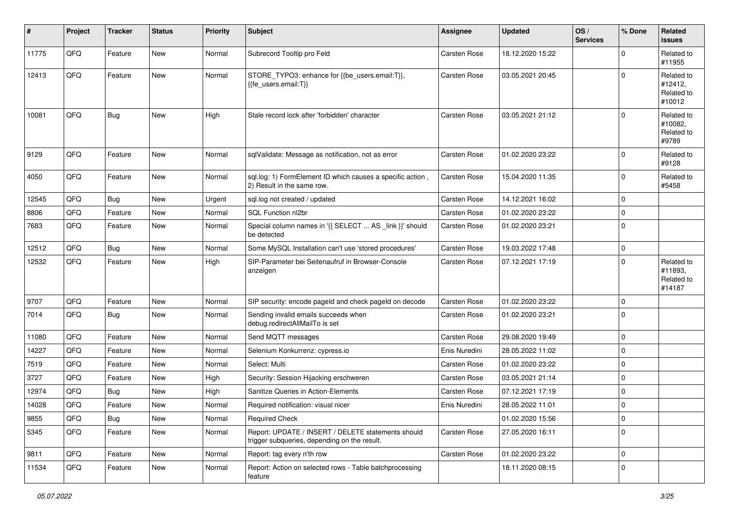| # | Project | Tracker | Status | Priority | Subject | Assignee | Updated | OS / Services | % Done | Related issues |
|---|---|---|---|---|---|---|---|---|---|---|
| 11775 | QFQ | Feature | New | Normal | Subrecord Tooltip pro Feld | Carsten Rose | 18.12.2020 15:22 | | 0 | Related to #11955 |
| 12413 | QFQ | Feature | New | Normal | STORE_TYPO3: enhance for {{be_users.email:T}}, {{fe_users.email:T}} | Carsten Rose | 03.05.2021 20:45 | | 0 | Related to #12412, Related to #10012 |
| 10081 | QFQ | Bug | New | High | Stale record lock after 'forbidden' character | Carsten Rose | 03.05.2021 21:12 | | 0 | Related to #10082, Related to #9789 |
| 9129 | QFQ | Feature | New | Normal | sqlValidate: Message as notification, not as error | Carsten Rose | 01.02.2020 23:22 | | 0 | Related to #9128 |
| 4050 | QFQ | Feature | New | Normal | sql.log: 1) FormElement ID which causes a specific action , 2) Result in the same row. | Carsten Rose | 15.04.2020 11:35 | | 0 | Related to #5458 |
| 12545 | QFQ | Bug | New | Urgent | sql.log not created / updated | Carsten Rose | 14.12.2021 16:02 | | 0 | |
| 8806 | QFQ | Feature | New | Normal | SQL Function nl2br | Carsten Rose | 01.02.2020 23:22 | | 0 | |
| 7683 | QFQ | Feature | New | Normal | Special column names in '{{ SELECT ... AS _link }}' should be detected | Carsten Rose | 01.02.2020 23:21 | | 0 | |
| 12512 | QFQ | Bug | New | Normal | Some MySQL Installation can't use 'stored procedures' | Carsten Rose | 19.03.2022 17:48 | | 0 | |
| 12532 | QFQ | Feature | New | High | SIP-Parameter bei Seitenaufruf in Browser-Console anzeigen | Carsten Rose | 07.12.2021 17:19 | | 0 | Related to #11893, Related to #14187 |
| 9707 | QFQ | Feature | New | Normal | SIP security: encode pageId and check pageId on decode | Carsten Rose | 01.02.2020 23:22 | | 0 | |
| 7014 | QFQ | Bug | New | Normal | Sending invalid emails succeeds when debug.redirectAllMailTo is set | Carsten Rose | 01.02.2020 23:21 | | 0 | |
| 11080 | QFQ | Feature | New | Normal | Send MQTT messages | Carsten Rose | 29.08.2020 19:49 | | 0 | |
| 14227 | QFQ | Feature | New | Normal | Selenium Konkurrenz: cypress.io | Enis Nuredini | 28.05.2022 11:02 | | 0 | |
| 7519 | QFQ | Feature | New | Normal | Select: Multi | Carsten Rose | 01.02.2020 23:22 | | 0 | |
| 3727 | QFQ | Feature | New | High | Security: Session Hijacking erschweren | Carsten Rose | 03.05.2021 21:14 | | 0 | |
| 12974 | QFQ | Bug | New | High | Sanitize Queries in Action-Elements | Carsten Rose | 07.12.2021 17:19 | | 0 | |
| 14028 | QFQ | Feature | New | Normal | Required notification: visual nicer | Enis Nuredini | 28.05.2022 11:01 | | 0 | |
| 9855 | QFQ | Bug | New | Normal | Required Check | | 01.02.2020 15:56 | | 0 | |
| 5345 | QFQ | Feature | New | Normal | Report: UPDATE / INSERT / DELETE statements should trigger subqueries, depending on the result. | Carsten Rose | 27.05.2020 16:11 | | 0 | |
| 9811 | QFQ | Feature | New | Normal | Report: tag every n'th row | Carsten Rose | 01.02.2020 23:22 | | 0 | |
| 11534 | QFQ | Feature | New | Normal | Report: Action on selected rows - Table batchprocessing feature | | 18.11.2020 08:15 | | 0 | |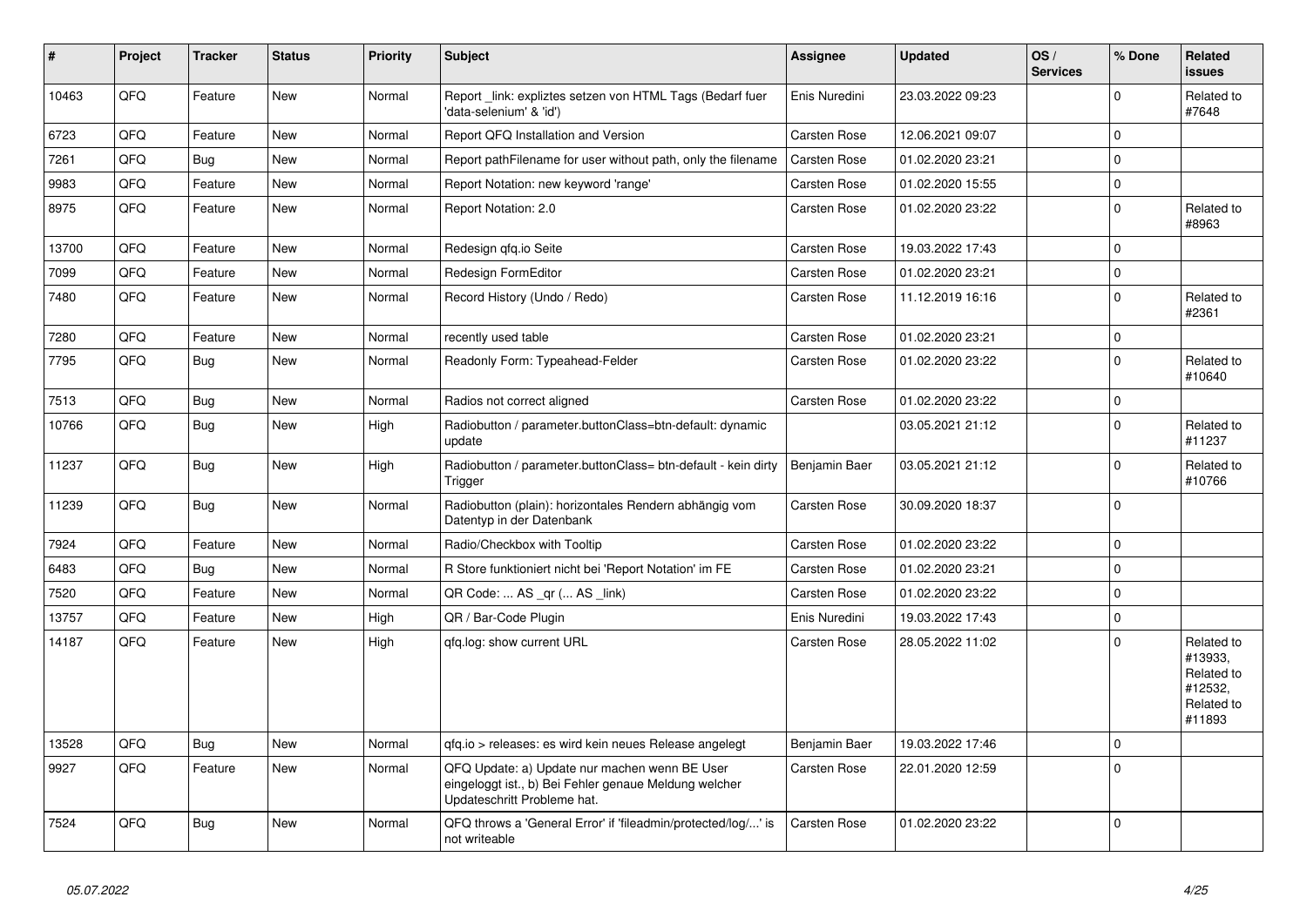| # | Project | Tracker | Status | Priority | Subject | Assignee | Updated | OS / Services | % Done | Related issues |
|---|---|---|---|---|---|---|---|---|---|---|
| 10463 | QFQ | Feature | New | Normal | Report _link: expliztes setzen von HTML Tags (Bedarf fuer 'data-selenium' & 'id') | Enis Nuredini | 23.03.2022 09:23 | | 0 | Related to #7648 |
| 6723 | QFQ | Feature | New | Normal | Report QFQ Installation and Version | Carsten Rose | 12.06.2021 09:07 | | 0 | |
| 7261 | QFQ | Bug | New | Normal | Report pathFilename for user without path, only the filename | Carsten Rose | 01.02.2020 23:21 | | 0 | |
| 9983 | QFQ | Feature | New | Normal | Report Notation: new keyword 'range' | Carsten Rose | 01.02.2020 15:55 | | 0 | |
| 8975 | QFQ | Feature | New | Normal | Report Notation: 2.0 | Carsten Rose | 01.02.2020 23:22 | | 0 | Related to #8963 |
| 13700 | QFQ | Feature | New | Normal | Redesign qfq.io Seite | Carsten Rose | 19.03.2022 17:43 | | 0 | |
| 7099 | QFQ | Feature | New | Normal | Redesign FormEditor | Carsten Rose | 01.02.2020 23:21 | | 0 | |
| 7480 | QFQ | Feature | New | Normal | Record History (Undo / Redo) | Carsten Rose | 11.12.2019 16:16 | | 0 | Related to #2361 |
| 7280 | QFQ | Feature | New | Normal | recently used table | Carsten Rose | 01.02.2020 23:21 | | 0 | |
| 7795 | QFQ | Bug | New | Normal | Readonly Form: Typeahead-Felder | Carsten Rose | 01.02.2020 23:22 | | 0 | Related to #10640 |
| 7513 | QFQ | Bug | New | Normal | Radios not correct aligned | Carsten Rose | 01.02.2020 23:22 | | 0 | |
| 10766 | QFQ | Bug | New | High | Radiobutton / parameter.buttonClass=btn-default: dynamic update | | 03.05.2021 21:12 | | 0 | Related to #11237 |
| 11237 | QFQ | Bug | New | High | Radiobutton / parameter.buttonClass= btn-default - kein dirty Trigger | Benjamin Baer | 03.05.2021 21:12 | | 0 | Related to #10766 |
| 11239 | QFQ | Bug | New | Normal | Radiobutton (plain): horizontales Rendern abhängig vom Datentyp in der Datenbank | Carsten Rose | 30.09.2020 18:37 | | 0 | |
| 7924 | QFQ | Feature | New | Normal | Radio/Checkbox with Tooltip | Carsten Rose | 01.02.2020 23:22 | | 0 | |
| 6483 | QFQ | Bug | New | Normal | R Store funktioniert nicht bei 'Report Notation' im FE | Carsten Rose | 01.02.2020 23:21 | | 0 | |
| 7520 | QFQ | Feature | New | Normal | QR Code: ... AS _qr (... AS _link) | Carsten Rose | 01.02.2020 23:22 | | 0 | |
| 13757 | QFQ | Feature | New | High | QR / Bar-Code Plugin | Enis Nuredini | 19.03.2022 17:43 | | 0 | |
| 14187 | QFQ | Feature | New | High | qfq.log: show current URL | Carsten Rose | 28.05.2022 11:02 | | 0 | Related to #13933, Related to #12532, Related to #11893 |
| 13528 | QFQ | Bug | New | Normal | qfq.io > releases: es wird kein neues Release angelegt | Benjamin Baer | 19.03.2022 17:46 | | 0 | |
| 9927 | QFQ | Feature | New | Normal | QFQ Update: a) Update nur machen wenn BE User eingeloggt ist., b) Bei Fehler genaue Meldung welcher Updateschritt Probleme hat. | Carsten Rose | 22.01.2020 12:59 | | 0 | |
| 7524 | QFQ | Bug | New | Normal | QFQ throws a 'General Error' if 'fileadmin/protected/log/...' is not writeable | Carsten Rose | 01.02.2020 23:22 | | 0 | |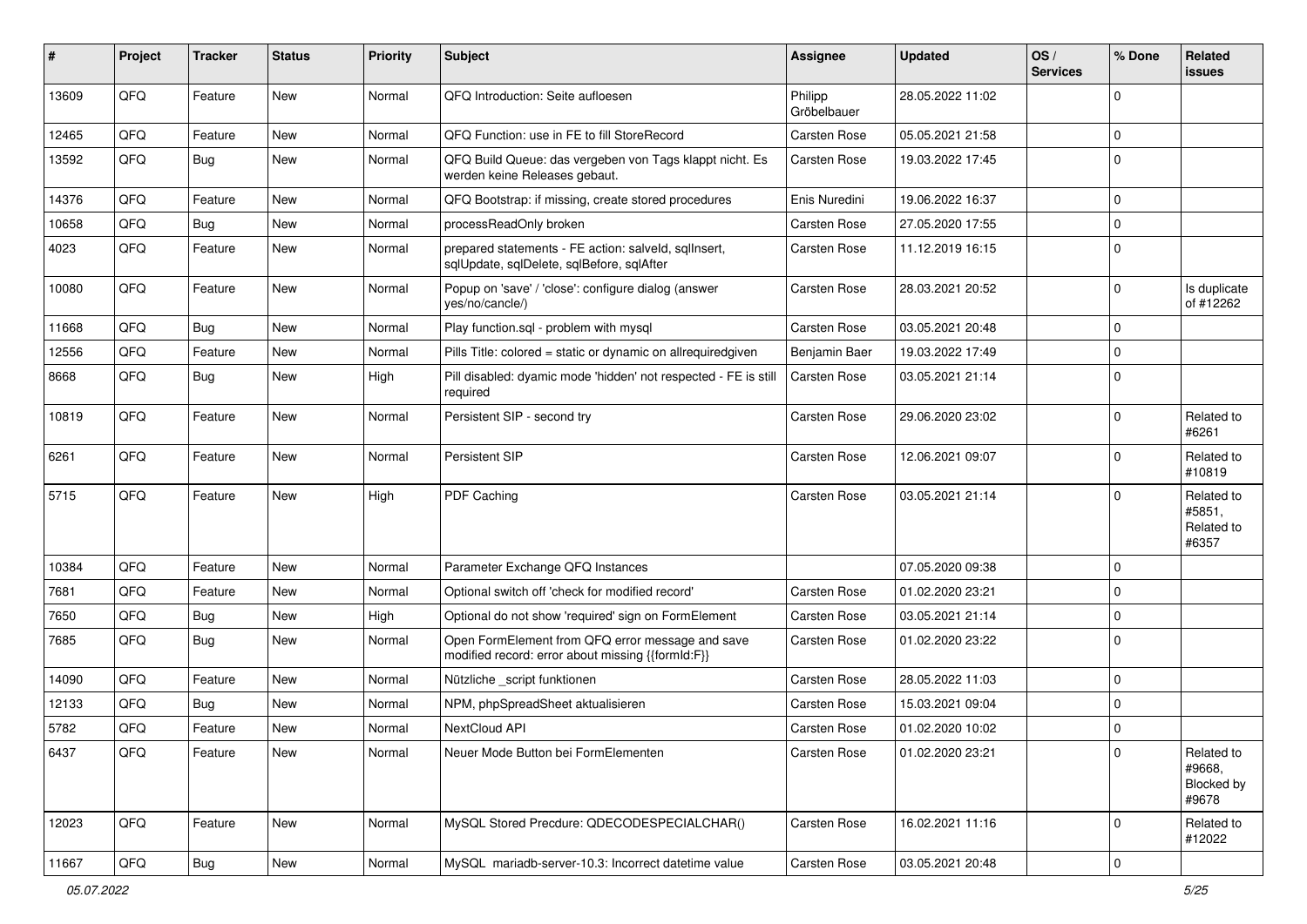| # | Project | Tracker | Status | Priority | Subject | Assignee | Updated | OS / Services | % Done | Related issues |
|---|---|---|---|---|---|---|---|---|---|---|
| 13609 | QFQ | Feature | New | Normal | QFQ Introduction: Seite aufloesen | Philipp Gröbelbauer | 28.05.2022 11:02 | | 0 | |
| 12465 | QFQ | Feature | New | Normal | QFQ Function: use in FE to fill StoreRecord | Carsten Rose | 05.05.2021 21:58 | | 0 | |
| 13592 | QFQ | Bug | New | Normal | QFQ Build Queue: das vergeben von Tags klappt nicht. Es werden keine Releases gebaut. | Carsten Rose | 19.03.2022 17:45 | | 0 | |
| 14376 | QFQ | Feature | New | Normal | QFQ Bootstrap: if missing, create stored procedures | Enis Nuredini | 19.06.2022 16:37 | | 0 | |
| 10658 | QFQ | Bug | New | Normal | processReadOnly broken | Carsten Rose | 27.05.2020 17:55 | | 0 | |
| 4023 | QFQ | Feature | New | Normal | prepared statements - FE action: salveld, sqlInsert, sqlUpdate, sqlDelete, sqlBefore, sqlAfter | Carsten Rose | 11.12.2019 16:15 | | 0 | |
| 10080 | QFQ | Feature | New | Normal | Popup on 'save' / 'close': configure dialog (answer yes/no/cancle/) | Carsten Rose | 28.03.2021 20:52 | | 0 | Is duplicate of #12262 |
| 11668 | QFQ | Bug | New | Normal | Play function.sql - problem with mysql | Carsten Rose | 03.05.2021 20:48 | | 0 | |
| 12556 | QFQ | Feature | New | Normal | Pills Title: colored = static or dynamic on allrequiredgiven | Benjamin Baer | 19.03.2022 17:49 | | 0 | |
| 8668 | QFQ | Bug | New | High | Pill disabled: dyamic mode 'hidden' not respected - FE is still required | Carsten Rose | 03.05.2021 21:14 | | 0 | |
| 10819 | QFQ | Feature | New | Normal | Persistent SIP - second try | Carsten Rose | 29.06.2020 23:02 | | 0 | Related to #6261 |
| 6261 | QFQ | Feature | New | Normal | Persistent SIP | Carsten Rose | 12.06.2021 09:07 | | 0 | Related to #10819 |
| 5715 | QFQ | Feature | New | High | PDF Caching | Carsten Rose | 03.05.2021 21:14 | | 0 | Related to #5851, Related to #6357 |
| 10384 | QFQ | Feature | New | Normal | Parameter Exchange QFQ Instances | | 07.05.2020 09:38 | | 0 | |
| 7681 | QFQ | Feature | New | Normal | Optional switch off 'check for modified record' | Carsten Rose | 01.02.2020 23:21 | | 0 | |
| 7650 | QFQ | Bug | New | High | Optional do not show 'required' sign on FormElement | Carsten Rose | 03.05.2021 21:14 | | 0 | |
| 7685 | QFQ | Bug | New | Normal | Open FormElement from QFQ error message and save modified record: error about missing {{formId:F}} | Carsten Rose | 01.02.2020 23:22 | | 0 | |
| 14090 | QFQ | Feature | New | Normal | Nützliche _script funktionen | Carsten Rose | 28.05.2022 11:03 | | 0 | |
| 12133 | QFQ | Bug | New | Normal | NPM, phpSpreadSheet aktualisieren | Carsten Rose | 15.03.2021 09:04 | | 0 | |
| 5782 | QFQ | Feature | New | Normal | NextCloud API | Carsten Rose | 01.02.2020 10:02 | | 0 | |
| 6437 | QFQ | Feature | New | Normal | Neuer Mode Button bei FormElementen | Carsten Rose | 01.02.2020 23:21 | | 0 | Related to #9668, Blocked by #9678 |
| 12023 | QFQ | Feature | New | Normal | MySQL Stored Precdure: QDECODESPECIALCHAR() | Carsten Rose | 16.02.2021 11:16 | | 0 | Related to #12022 |
| 11667 | QFQ | Bug | New | Normal | MySQL mariadb-server-10.3: Incorrect datetime value | Carsten Rose | 03.05.2021 20:48 | | 0 | |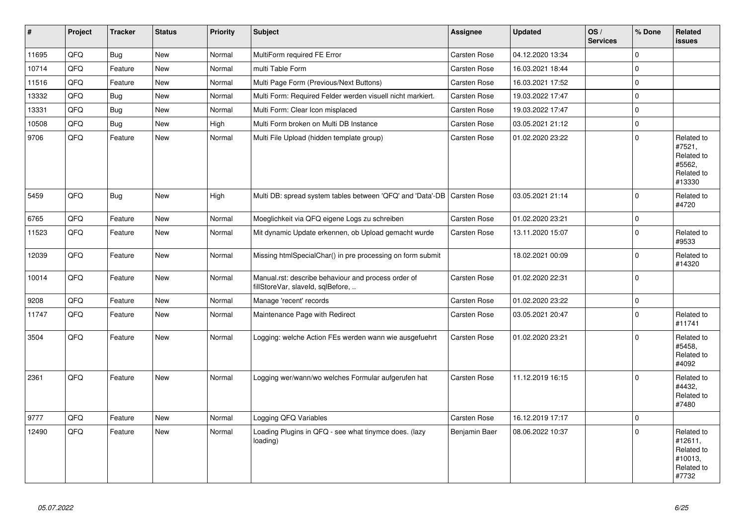| # | Project | Tracker | Status | Priority | Subject | Assignee | Updated | OS / Services | % Done | Related issues |
|---|---|---|---|---|---|---|---|---|---|---|
| 11695 | QFQ | Bug | New | Normal | MultiForm required FE Error | Carsten Rose | 04.12.2020 13:34 | | 0 | |
| 10714 | QFQ | Feature | New | Normal | multi Table Form | Carsten Rose | 16.03.2021 18:44 | | 0 | |
| 11516 | QFQ | Feature | New | Normal | Multi Page Form (Previous/Next Buttons) | Carsten Rose | 16.03.2021 17:52 | | 0 | |
| 13332 | QFQ | Bug | New | Normal | Multi Form: Required Felder werden visuell nicht markiert. | Carsten Rose | 19.03.2022 17:47 | | 0 | |
| 13331 | QFQ | Bug | New | Normal | Multi Form: Clear Icon misplaced | Carsten Rose | 19.03.2022 17:47 | | 0 | |
| 10508 | QFQ | Bug | New | High | Multi Form broken on Multi DB Instance | Carsten Rose | 03.05.2021 21:12 | | 0 | |
| 9706 | QFQ | Feature | New | Normal | Multi File Upload (hidden template group) | Carsten Rose | 01.02.2020 23:22 | | 0 | Related to #7521, Related to #5562, Related to #13330 |
| 5459 | QFQ | Bug | New | High | Multi DB: spread system tables between 'QFQ' and 'Data'-DB | Carsten Rose | 03.05.2021 21:14 | | 0 | Related to #4720 |
| 6765 | QFQ | Feature | New | Normal | Moeglichkeit via QFQ eigene Logs zu schreiben | Carsten Rose | 01.02.2020 23:21 | | 0 | |
| 11523 | QFQ | Feature | New | Normal | Mit dynamic Update erkennen, ob Upload gemacht wurde | Carsten Rose | 13.11.2020 15:07 | | 0 | Related to #9533 |
| 12039 | QFQ | Feature | New | Normal | Missing htmlSpecialChar() in pre processing on form submit | | 18.02.2021 00:09 | | 0 | Related to #14320 |
| 10014 | QFQ | Feature | New | Normal | Manual.rst: describe behaviour and process order of fillStoreVar, slaveId, sqlBefore, .. | Carsten Rose | 01.02.2020 22:31 | | 0 | |
| 9208 | QFQ | Feature | New | Normal | Manage 'recent' records | Carsten Rose | 01.02.2020 23:22 | | 0 | |
| 11747 | QFQ | Feature | New | Normal | Maintenance Page with Redirect | Carsten Rose | 03.05.2021 20:47 | | 0 | Related to #11741 |
| 3504 | QFQ | Feature | New | Normal | Logging: welche Action FEs werden wann wie ausgefuehrt | Carsten Rose | 01.02.2020 23:21 | | 0 | Related to #5458, Related to #4092 |
| 2361 | QFQ | Feature | New | Normal | Logging wer/wann/wo welches Formular aufgerufen hat | Carsten Rose | 11.12.2019 16:15 | | 0 | Related to #4432, Related to #7480 |
| 9777 | QFQ | Feature | New | Normal | Logging QFQ Variables | Carsten Rose | 16.12.2019 17:17 | | 0 | |
| 12490 | QFQ | Feature | New | Normal | Loading Plugins in QFQ - see what tinymce does. (lazy loading) | Benjamin Baer | 08.06.2022 10:37 | | 0 | Related to #12611, Related to #10013, Related to #7732 |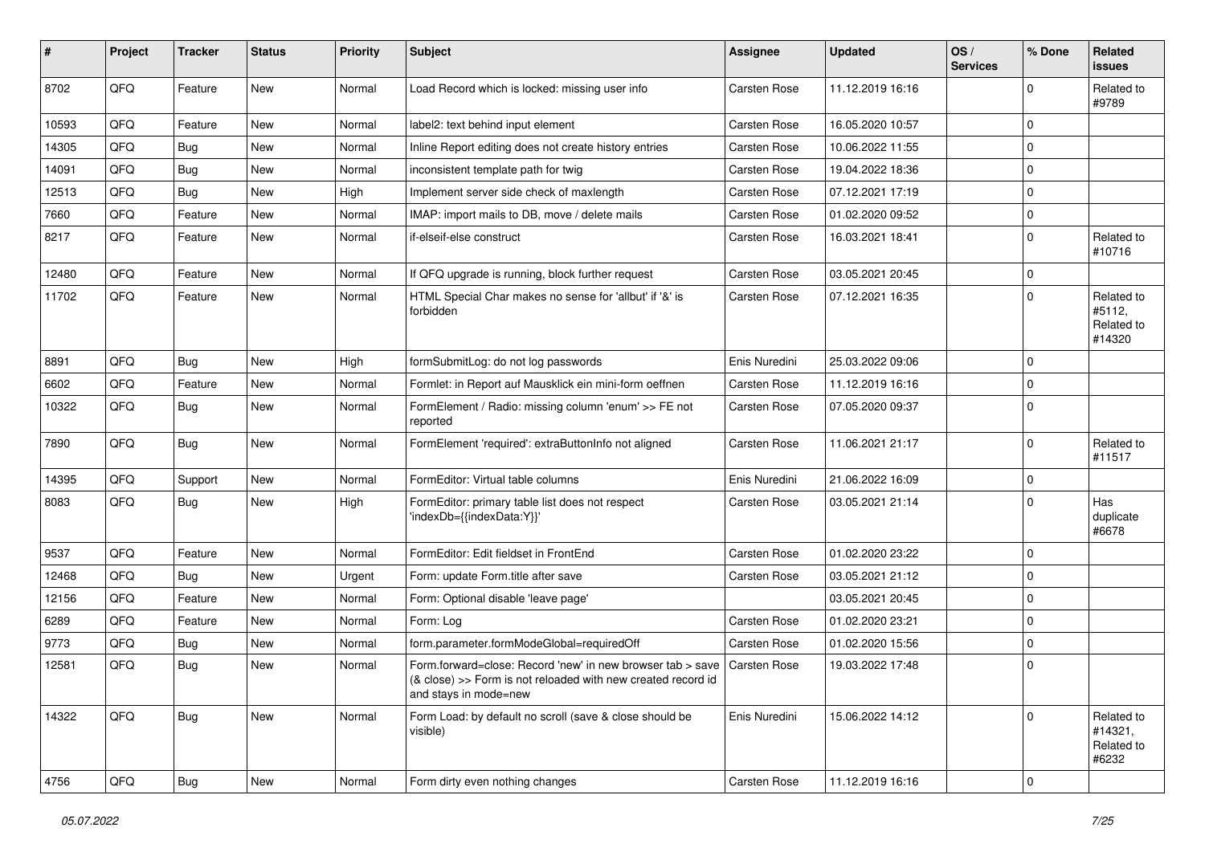| # | Project | Tracker | Status | Priority | Subject | Assignee | Updated | OS / Services | % Done | Related issues |
|---|---|---|---|---|---|---|---|---|---|---|
| 8702 | QFQ | Feature | New | Normal | Load Record which is locked: missing user info | Carsten Rose | 11.12.2019 16:16 | | 0 | Related to #9789 |
| 10593 | QFQ | Feature | New | Normal | label2: text behind input element | Carsten Rose | 16.05.2020 10:57 | | 0 | |
| 14305 | QFQ | Bug | New | Normal | Inline Report editing does not create history entries | Carsten Rose | 10.06.2022 11:55 | | 0 | |
| 14091 | QFQ | Bug | New | Normal | inconsistent template path for twig | Carsten Rose | 19.04.2022 18:36 | | 0 | |
| 12513 | QFQ | Bug | New | High | Implement server side check of maxlength | Carsten Rose | 07.12.2021 17:19 | | 0 | |
| 7660 | QFQ | Feature | New | Normal | IMAP: import mails to DB, move / delete mails | Carsten Rose | 01.02.2020 09:52 | | 0 | |
| 8217 | QFQ | Feature | New | Normal | if-elseif-else construct | Carsten Rose | 16.03.2021 18:41 | | 0 | Related to #10716 |
| 12480 | QFQ | Feature | New | Normal | If QFQ upgrade is running, block further request | Carsten Rose | 03.05.2021 20:45 | | 0 | |
| 11702 | QFQ | Feature | New | Normal | HTML Special Char makes no sense for 'allbut' if '&' is forbidden | Carsten Rose | 07.12.2021 16:35 | | 0 | Related to #5112, Related to #14320 |
| 8891 | QFQ | Bug | New | High | formSubmitLog: do not log passwords | Enis Nuredini | 25.03.2022 09:06 | | 0 | |
| 6602 | QFQ | Feature | New | Normal | Formlet: in Report auf Mausklick ein mini-form oeffnen | Carsten Rose | 11.12.2019 16:16 | | 0 | |
| 10322 | QFQ | Bug | New | Normal | FormElement / Radio: missing column 'enum' >> FE not reported | Carsten Rose | 07.05.2020 09:37 | | 0 | |
| 7890 | QFQ | Bug | New | Normal | FormElement 'required': extraButtonInfo not aligned | Carsten Rose | 11.06.2021 21:17 | | 0 | Related to #11517 |
| 14395 | QFQ | Support | New | Normal | FormEditor: Virtual table columns | Enis Nuredini | 21.06.2022 16:09 | | 0 | |
| 8083 | QFQ | Bug | New | High | FormEditor: primary table list does not respect 'indexDb={{indexData:Y}}' | Carsten Rose | 03.05.2021 21:14 | | 0 | Has duplicate #6678 |
| 9537 | QFQ | Feature | New | Normal | FormEditor: Edit fieldset in FrontEnd | Carsten Rose | 01.02.2020 23:22 | | 0 | |
| 12468 | QFQ | Bug | New | Urgent | Form: update Form.title after save | Carsten Rose | 03.05.2021 21:12 | | 0 | |
| 12156 | QFQ | Feature | New | Normal | Form: Optional disable 'leave page' | | 03.05.2021 20:45 | | 0 | |
| 6289 | QFQ | Feature | New | Normal | Form: Log | Carsten Rose | 01.02.2020 23:21 | | 0 | |
| 9773 | QFQ | Bug | New | Normal | form.parameter.formModeGlobal=requiredOff | Carsten Rose | 01.02.2020 15:56 | | 0 | |
| 12581 | QFQ | Bug | New | Normal | Form.forward=close: Record 'new' in new browser tab > save (& close) >> Form is not reloaded with new created record id and stays in mode=new | Carsten Rose | 19.03.2022 17:48 | | 0 | |
| 14322 | QFQ | Bug | New | Normal | Form Load: by default no scroll (save & close should be visible) | Enis Nuredini | 15.06.2022 14:12 | | 0 | Related to #14321, Related to #6232 |
| 4756 | QFQ | Bug | New | Normal | Form dirty even nothing changes | Carsten Rose | 11.12.2019 16:16 | | 0 | |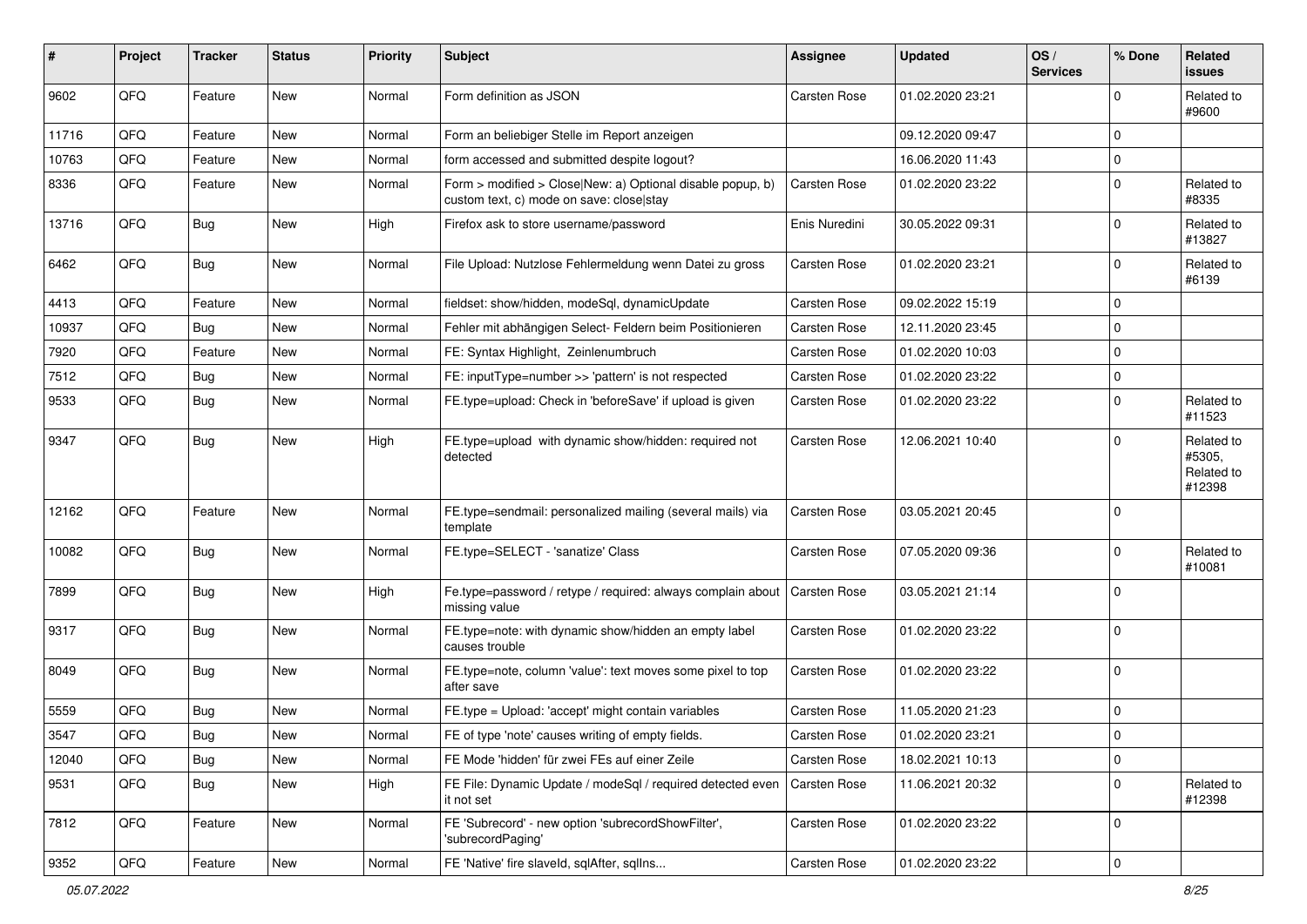| # | Project | Tracker | Status | Priority | Subject | Assignee | Updated | OS / Services | % Done | Related issues |
|---|---|---|---|---|---|---|---|---|---|---|
| 9602 | QFQ | Feature | New | Normal | Form definition as JSON | Carsten Rose | 01.02.2020 23:21 | | 0 | Related to #9600 |
| 11716 | QFQ | Feature | New | Normal | Form an beliebiger Stelle im Report anzeigen | | 09.12.2020 09:47 | | 0 | |
| 10763 | QFQ | Feature | New | Normal | form accessed and submitted despite logout? | | 16.06.2020 11:43 | | 0 | |
| 8336 | QFQ | Feature | New | Normal | Form > modified > Close\|New: a) Optional disable popup, b) custom text, c) mode on save: close\|stay | Carsten Rose | 01.02.2020 23:22 | | 0 | Related to #8335 |
| 13716 | QFQ | Bug | New | High | Firefox ask to store username/password | Enis Nuredini | 30.05.2022 09:31 | | 0 | Related to #13827 |
| 6462 | QFQ | Bug | New | Normal | File Upload: Nutzlose Fehlermeldung wenn Datei zu gross | Carsten Rose | 01.02.2020 23:21 | | 0 | Related to #6139 |
| 4413 | QFQ | Feature | New | Normal | fieldset: show/hidden, modeSql, dynamicUpdate | Carsten Rose | 09.02.2022 15:19 | | 0 | |
| 10937 | QFQ | Bug | New | Normal | Fehler mit abhängigen Select- Feldern beim Positionieren | Carsten Rose | 12.11.2020 23:45 | | 0 | |
| 7920 | QFQ | Feature | New | Normal | FE: Syntax Highlight, Zeinlenumbruch | Carsten Rose | 01.02.2020 10:03 | | 0 | |
| 7512 | QFQ | Bug | New | Normal | FE: inputType=number >> 'pattern' is not respected | Carsten Rose | 01.02.2020 23:22 | | 0 | |
| 9533 | QFQ | Bug | New | Normal | FE.type=upload: Check in 'beforeSave' if upload is given | Carsten Rose | 01.02.2020 23:22 | | 0 | Related to #11523 |
| 9347 | QFQ | Bug | New | High | FE.type=upload with dynamic show/hidden: required not detected | Carsten Rose | 12.06.2021 10:40 | | 0 | Related to #5305, Related to #12398 |
| 12162 | QFQ | Feature | New | Normal | FE.type=sendmail: personalized mailing (several mails) via template | Carsten Rose | 03.05.2021 20:45 | | 0 | |
| 10082 | QFQ | Bug | New | Normal | FE.type=SELECT - 'sanatize' Class | Carsten Rose | 07.05.2020 09:36 | | 0 | Related to #10081 |
| 7899 | QFQ | Bug | New | High | Fe.type=password / retype / required: always complain about missing value | Carsten Rose | 03.05.2021 21:14 | | 0 | |
| 9317 | QFQ | Bug | New | Normal | FE.type=note: with dynamic show/hidden an empty label causes trouble | Carsten Rose | 01.02.2020 23:22 | | 0 | |
| 8049 | QFQ | Bug | New | Normal | FE.type=note, column 'value': text moves some pixel to top after save | Carsten Rose | 01.02.2020 23:22 | | 0 | |
| 5559 | QFQ | Bug | New | Normal | FE.type = Upload: 'accept' might contain variables | Carsten Rose | 11.05.2020 21:23 | | 0 | |
| 3547 | QFQ | Bug | New | Normal | FE of type 'note' causes writing of empty fields. | Carsten Rose | 01.02.2020 23:21 | | 0 | |
| 12040 | QFQ | Bug | New | Normal | FE Mode 'hidden' für zwei FEs auf einer Zeile | Carsten Rose | 18.02.2021 10:13 | | 0 | |
| 9531 | QFQ | Bug | New | High | FE File: Dynamic Update / modeSql / required detected even it not set | Carsten Rose | 11.06.2021 20:32 | | 0 | Related to #12398 |
| 7812 | QFQ | Feature | New | Normal | FE 'Subrecord' - new option 'subrecordShowFilter', 'subrecordPaging' | Carsten Rose | 01.02.2020 23:22 | | 0 | |
| 9352 | QFQ | Feature | New | Normal | FE 'Native' fire slaveId, sqlAfter, sqlIns... | Carsten Rose | 01.02.2020 23:22 | | 0 | |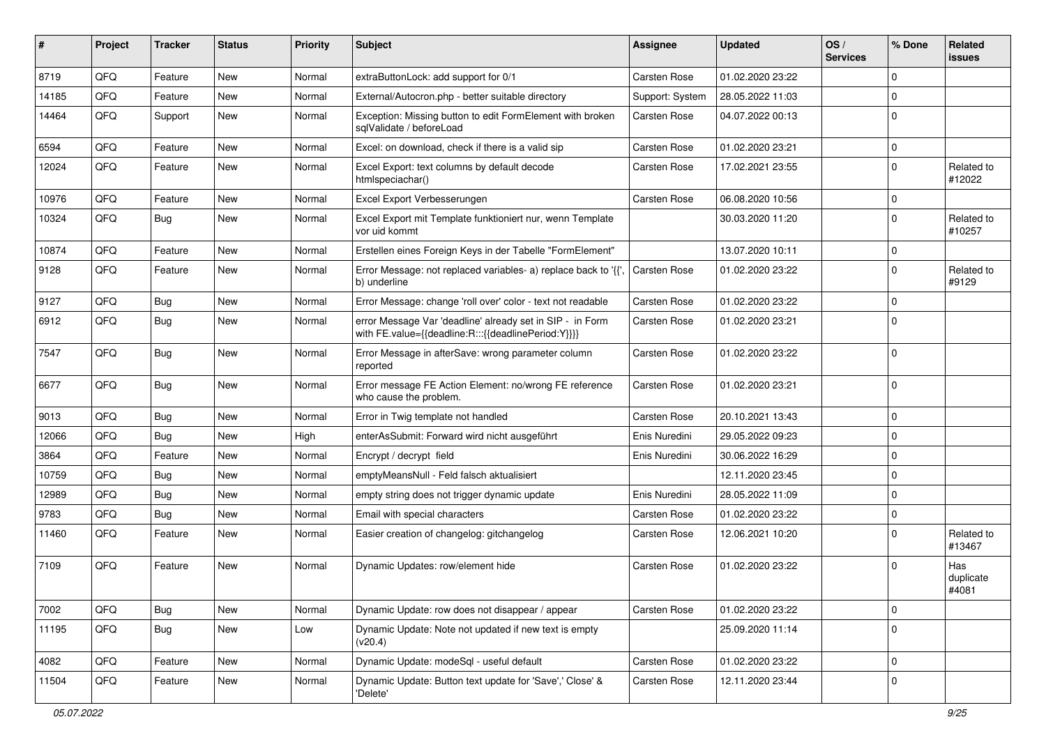| # | Project | Tracker | Status | Priority | Subject | Assignee | Updated | OS / Services | % Done | Related issues |
|---|---|---|---|---|---|---|---|---|---|---|
| 8719 | QFQ | Feature | New | Normal | extraButtonLock: add support for 0/1 | Carsten Rose | 01.02.2020 23:22 | | 0 | |
| 14185 | QFQ | Feature | New | Normal | External/Autocron.php - better suitable directory | Support: System | 28.05.2022 11:03 | | 0 | |
| 14464 | QFQ | Support | New | Normal | Exception: Missing button to edit FormElement with broken sqlValidate / beforeLoad | Carsten Rose | 04.07.2022 00:13 | | 0 | |
| 6594 | QFQ | Feature | New | Normal | Excel: on download, check if there is a valid sip | Carsten Rose | 01.02.2020 23:21 | | 0 | |
| 12024 | QFQ | Feature | New | Normal | Excel Export: text columns by default decode htmlspeciachar() | Carsten Rose | 17.02.2021 23:55 | | 0 | Related to #12022 |
| 10976 | QFQ | Feature | New | Normal | Excel Export Verbesserungen | Carsten Rose | 06.08.2020 10:56 | | 0 | |
| 10324 | QFQ | Bug | New | Normal | Excel Export mit Template funktioniert nur, wenn Template vor uid kommt | | 30.03.2020 11:20 | | 0 | Related to #10257 |
| 10874 | QFQ | Feature | New | Normal | Erstellen eines Foreign Keys in der Tabelle "FormElement" | | 13.07.2020 10:11 | | 0 | |
| 9128 | QFQ | Feature | New | Normal | Error Message: not replaced variables- a) replace back to '{{', b) underline | Carsten Rose | 01.02.2020 23:22 | | 0 | Related to #9129 |
| 9127 | QFQ | Bug | New | Normal | Error Message: change 'roll over' color - text not readable | Carsten Rose | 01.02.2020 23:22 | | 0 | |
| 6912 | QFQ | Bug | New | Normal | error Message Var 'deadline' already set in SIP - in Form with FE.value={{deadline:R:::{{deadlinePeriod:Y}}}} | Carsten Rose | 01.02.2020 23:21 | | 0 | |
| 7547 | QFQ | Bug | New | Normal | Error Message in afterSave: wrong parameter column reported | Carsten Rose | 01.02.2020 23:22 | | 0 | |
| 6677 | QFQ | Bug | New | Normal | Error message FE Action Element: no/wrong FE reference who cause the problem. | Carsten Rose | 01.02.2020 23:21 | | 0 | |
| 9013 | QFQ | Bug | New | Normal | Error in Twig template not handled | Carsten Rose | 20.10.2021 13:43 | | 0 | |
| 12066 | QFQ | Bug | New | High | enterAsSubmit: Forward wird nicht ausgeführt | Enis Nuredini | 29.05.2022 09:23 | | 0 | |
| 3864 | QFQ | Feature | New | Normal | Encrypt / decrypt field | Enis Nuredini | 30.06.2022 16:29 | | 0 | |
| 10759 | QFQ | Bug | New | Normal | emptyMeansNull - Feld falsch aktualisiert | | 12.11.2020 23:45 | | 0 | |
| 12989 | QFQ | Bug | New | Normal | empty string does not trigger dynamic update | Enis Nuredini | 28.05.2022 11:09 | | 0 | |
| 9783 | QFQ | Bug | New | Normal | Email with special characters | Carsten Rose | 01.02.2020 23:22 | | 0 | |
| 11460 | QFQ | Feature | New | Normal | Easier creation of changelog: gitchangelog | Carsten Rose | 12.06.2021 10:20 | | 0 | Related to #13467 |
| 7109 | QFQ | Feature | New | Normal | Dynamic Updates: row/element hide | Carsten Rose | 01.02.2020 23:22 | | 0 | Has duplicate #4081 |
| 7002 | QFQ | Bug | New | Normal | Dynamic Update: row does not disappear / appear | Carsten Rose | 01.02.2020 23:22 | | 0 | |
| 11195 | QFQ | Bug | New | Low | Dynamic Update: Note not updated if new text is empty (v20.4) | | 25.09.2020 11:14 | | 0 | |
| 4082 | QFQ | Feature | New | Normal | Dynamic Update: modeSql - useful default | Carsten Rose | 01.02.2020 23:22 | | 0 | |
| 11504 | QFQ | Feature | New | Normal | Dynamic Update: Button text update for 'Save',' Close' & 'Delete' | Carsten Rose | 12.11.2020 23:44 | | 0 | |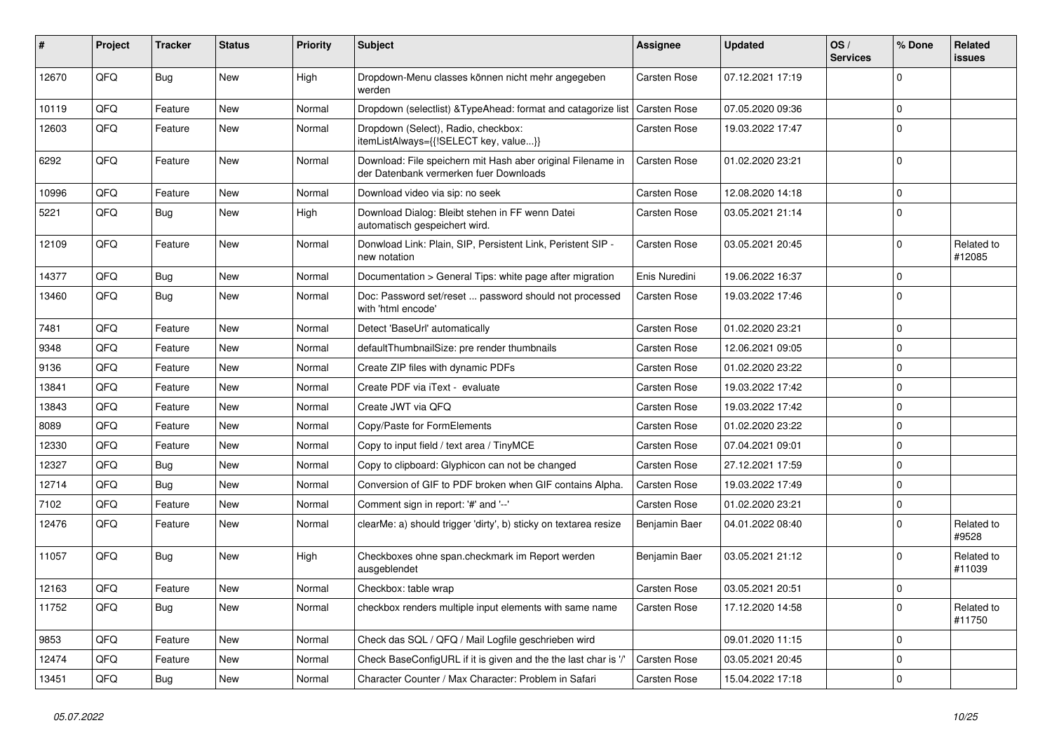| # | Project | Tracker | Status | Priority | Subject | Assignee | Updated | OS / Services | % Done | Related issues |
|---|---|---|---|---|---|---|---|---|---|---|
| 12670 | QFQ | Bug | New | High | Dropdown-Menu classes können nicht mehr angegeben werden | Carsten Rose | 07.12.2021 17:19 | | 0 | |
| 10119 | QFQ | Feature | New | Normal | Dropdown (selectlist) &TypeAhead: format and catagorize list | Carsten Rose | 07.05.2020 09:36 | | 0 | |
| 12603 | QFQ | Feature | New | Normal | Dropdown (Select), Radio, checkbox: itemListAlways={{!SELECT key, value...}} | Carsten Rose | 19.03.2022 17:47 | | 0 | |
| 6292 | QFQ | Feature | New | Normal | Download: File speichern mit Hash aber original Filename in der Datenbank vermerken fuer Downloads | Carsten Rose | 01.02.2020 23:21 | | 0 | |
| 10996 | QFQ | Feature | New | Normal | Download video via sip: no seek | Carsten Rose | 12.08.2020 14:18 | | 0 | |
| 5221 | QFQ | Bug | New | High | Download Dialog: Bleibt stehen in FF wenn Datei automatisch gespeichert wird. | Carsten Rose | 03.05.2021 21:14 | | 0 | |
| 12109 | QFQ | Feature | New | Normal | Donwload Link: Plain, SIP, Persistent Link, Peristent SIP - new notation | Carsten Rose | 03.05.2021 20:45 | | 0 | Related to #12085 |
| 14377 | QFQ | Bug | New | Normal | Documentation > General Tips: white page after migration | Enis Nuredini | 19.06.2022 16:37 | | 0 | |
| 13460 | QFQ | Bug | New | Normal | Doc: Password set/reset ... password should not processed with 'html encode' | Carsten Rose | 19.03.2022 17:46 | | 0 | |
| 7481 | QFQ | Feature | New | Normal | Detect 'BaseUrl' automatically | Carsten Rose | 01.02.2020 23:21 | | 0 | |
| 9348 | QFQ | Feature | New | Normal | defaultThumbnailSize: pre render thumbnails | Carsten Rose | 12.06.2021 09:05 | | 0 | |
| 9136 | QFQ | Feature | New | Normal | Create ZIP files with dynamic PDFs | Carsten Rose | 01.02.2020 23:22 | | 0 | |
| 13841 | QFQ | Feature | New | Normal | Create PDF via iText - evaluate | Carsten Rose | 19.03.2022 17:42 | | 0 | |
| 13843 | QFQ | Feature | New | Normal | Create JWT via QFQ | Carsten Rose | 19.03.2022 17:42 | | 0 | |
| 8089 | QFQ | Feature | New | Normal | Copy/Paste for FormElements | Carsten Rose | 01.02.2020 23:22 | | 0 | |
| 12330 | QFQ | Feature | New | Normal | Copy to input field / text area / TinyMCE | Carsten Rose | 07.04.2021 09:01 | | 0 | |
| 12327 | QFQ | Bug | New | Normal | Copy to clipboard: Glyphicon can not be changed | Carsten Rose | 27.12.2021 17:59 | | 0 | |
| 12714 | QFQ | Bug | New | Normal | Conversion of GIF to PDF broken when GIF contains Alpha. | Carsten Rose | 19.03.2022 17:49 | | 0 | |
| 7102 | QFQ | Feature | New | Normal | Comment sign in report: '#' and '--' | Carsten Rose | 01.02.2020 23:21 | | 0 | |
| 12476 | QFQ | Feature | New | Normal | clearMe: a) should trigger 'dirty', b) sticky on textarea resize | Benjamin Baer | 04.01.2022 08:40 | | 0 | Related to #9528 |
| 11057 | QFQ | Bug | New | High | Checkboxes ohne span.checkmark im Report werden ausgeblendet | Benjamin Baer | 03.05.2021 21:12 | | 0 | Related to #11039 |
| 12163 | QFQ | Feature | New | Normal | Checkbox: table wrap | Carsten Rose | 03.05.2021 20:51 | | 0 | |
| 11752 | QFQ | Bug | New | Normal | checkbox renders multiple input elements with same name | Carsten Rose | 17.12.2020 14:58 | | 0 | Related to #11750 |
| 9853 | QFQ | Feature | New | Normal | Check das SQL / QFQ / Mail Logfile geschrieben wird | | 09.01.2020 11:15 | | 0 | |
| 12474 | QFQ | Feature | New | Normal | Check BaseConfigURL if it is given and the the last char is '/' | Carsten Rose | 03.05.2021 20:45 | | 0 | |
| 13451 | QFQ | Bug | New | Normal | Character Counter / Max Character: Problem in Safari | Carsten Rose | 15.04.2022 17:18 | | 0 | |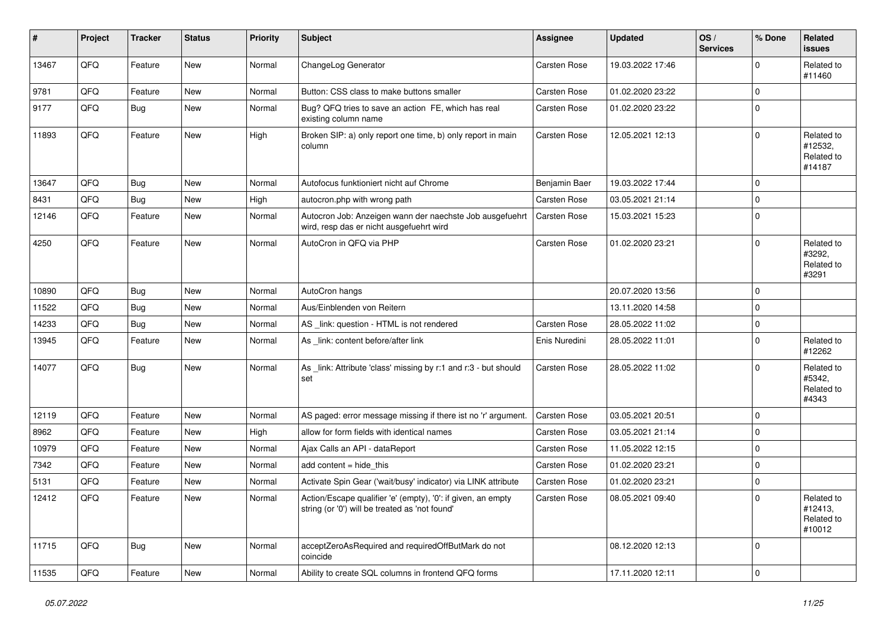| # | Project | Tracker | Status | Priority | Subject | Assignee | Updated | OS / Services | % Done | Related issues |
|---|---|---|---|---|---|---|---|---|---|---|
| 13467 | QFQ | Feature | New | Normal | ChangeLog Generator | Carsten Rose | 19.03.2022 17:46 | | 0 | Related to #11460 |
| 9781 | QFQ | Feature | New | Normal | Button: CSS class to make buttons smaller | Carsten Rose | 01.02.2020 23:22 | | 0 | |
| 9177 | QFQ | Bug | New | Normal | Bug? QFQ tries to save an action FE, which has real existing column name | Carsten Rose | 01.02.2020 23:22 | | 0 | |
| 11893 | QFQ | Feature | New | High | Broken SIP: a) only report one time, b) only report in main column | Carsten Rose | 12.05.2021 12:13 | | 0 | Related to #12532, Related to #14187 |
| 13647 | QFQ | Bug | New | Normal | Autofocus funktioniert nicht auf Chrome | Benjamin Baer | 19.03.2022 17:44 | | 0 | |
| 8431 | QFQ | Bug | New | High | autocron.php with wrong path | Carsten Rose | 03.05.2021 21:14 | | 0 | |
| 12146 | QFQ | Feature | New | Normal | Autocron Job: Anzeigen wann der naechste Job ausgefuehrt wird, resp das er nicht ausgefuehrt wird | Carsten Rose | 15.03.2021 15:23 | | 0 | |
| 4250 | QFQ | Feature | New | Normal | AutoCron in QFQ via PHP | Carsten Rose | 01.02.2020 23:21 | | 0 | Related to #3292, Related to #3291 |
| 10890 | QFQ | Bug | New | Normal | AutoCron hangs | | 20.07.2020 13:56 | | 0 | |
| 11522 | QFQ | Bug | New | Normal | Aus/Einblenden von Reitern | | 13.11.2020 14:58 | | 0 | |
| 14233 | QFQ | Bug | New | Normal | AS _link: question - HTML is not rendered | Carsten Rose | 28.05.2022 11:02 | | 0 | |
| 13945 | QFQ | Feature | New | Normal | As _link: content before/after link | Enis Nuredini | 28.05.2022 11:01 | | 0 | Related to #12262 |
| 14077 | QFQ | Bug | New | Normal | As _link: Attribute 'class' missing by r:1 and r:3 - but should set | Carsten Rose | 28.05.2022 11:02 | | 0 | Related to #5342, Related to #4343 |
| 12119 | QFQ | Feature | New | Normal | AS paged: error message missing if there ist no 'r' argument. | Carsten Rose | 03.05.2021 20:51 | | 0 | |
| 8962 | QFQ | Feature | New | High | allow for form fields with identical names | Carsten Rose | 03.05.2021 21:14 | | 0 | |
| 10979 | QFQ | Feature | New | Normal | Ajax Calls an API - dataReport | Carsten Rose | 11.05.2022 12:15 | | 0 | |
| 7342 | QFQ | Feature | New | Normal | add content = hide_this | Carsten Rose | 01.02.2020 23:21 | | 0 | |
| 5131 | QFQ | Feature | New | Normal | Activate Spin Gear ('wait/busy' indicator) via LINK attribute | Carsten Rose | 01.02.2020 23:21 | | 0 | |
| 12412 | QFQ | Feature | New | Normal | Action/Escape qualifier 'e' (empty), '0': if given, an empty string (or '0') will be treated as 'not found' | Carsten Rose | 08.05.2021 09:40 | | 0 | Related to #12413, Related to #10012 |
| 11715 | QFQ | Bug | New | Normal | acceptZeroAsRequired and requiredOffButMark do not coincide | | 08.12.2020 12:13 | | 0 | |
| 11535 | QFQ | Feature | New | Normal | Ability to create SQL columns in frontend QFQ forms | | 17.11.2020 12:11 | | 0 | |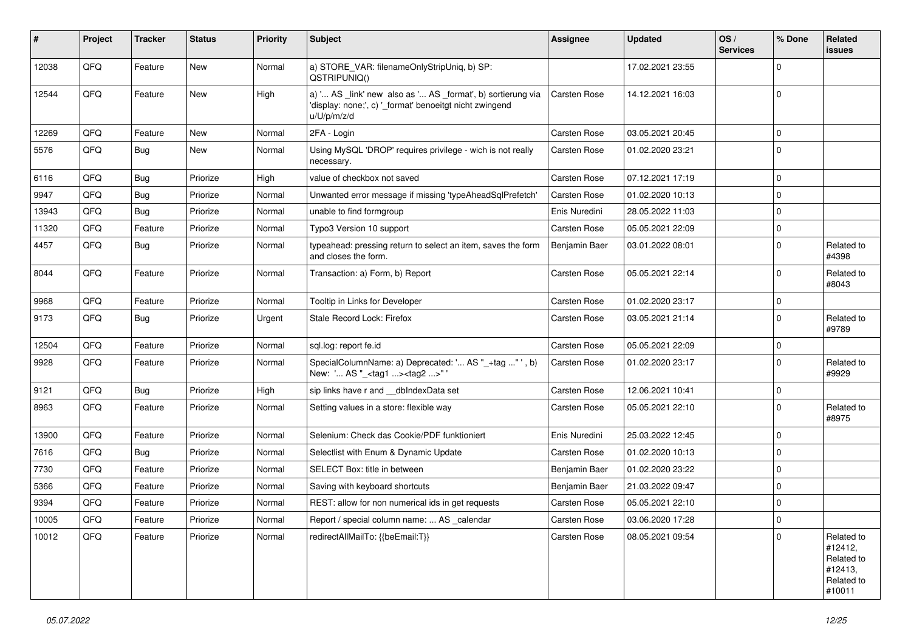| # | Project | Tracker | Status | Priority | Subject | Assignee | Updated | OS / Services | % Done | Related issues |
|---|---|---|---|---|---|---|---|---|---|---|
| 12038 | QFQ | Feature | New | Normal | a) STORE_VAR: filenameOnlyStripUniq, b) SP: QSTRIPUNIQ() | | 17.02.2021 23:55 | | 0 | |
| 12544 | QFQ | Feature | New | High | a) '... AS _link' new also as '... AS _format', b) sortierung via 'display: none;', c) '_format' benoeitgt nicht zwingend u/U/p/m/z/d | Carsten Rose | 14.12.2021 16:03 | | 0 | |
| 12269 | QFQ | Feature | New | Normal | 2FA - Login | Carsten Rose | 03.05.2021 20:45 | | 0 | |
| 5576 | QFQ | Bug | New | Normal | Using MySQL 'DROP' requires privilege - wich is not really necessary. | Carsten Rose | 01.02.2020 23:21 | | 0 | |
| 6116 | QFQ | Bug | Priorize | High | value of checkbox not saved | Carsten Rose | 07.12.2021 17:19 | | 0 | |
| 9947 | QFQ | Bug | Priorize | Normal | Unwanted error message if missing 'typeAheadSqlPrefetch' | Carsten Rose | 01.02.2020 10:13 | | 0 | |
| 13943 | QFQ | Bug | Priorize | Normal | unable to find formgroup | Enis Nuredini | 28.05.2022 11:03 | | 0 | |
| 11320 | QFQ | Feature | Priorize | Normal | Typo3 Version 10 support | Carsten Rose | 05.05.2021 22:09 | | 0 | |
| 4457 | QFQ | Bug | Priorize | Normal | typeahead: pressing return to select an item, saves the form and closes the form. | Benjamin Baer | 03.01.2022 08:01 | | 0 | Related to #4398 |
| 8044 | QFQ | Feature | Priorize | Normal | Transaction: a) Form, b) Report | Carsten Rose | 05.05.2021 22:14 | | 0 | Related to #8043 |
| 9968 | QFQ | Feature | Priorize | Normal | Tooltip in Links for Developer | Carsten Rose | 01.02.2020 23:17 | | 0 | |
| 9173 | QFQ | Bug | Priorize | Urgent | Stale Record Lock: Firefox | Carsten Rose | 03.05.2021 21:14 | | 0 | Related to #9789 |
| 12504 | QFQ | Feature | Priorize | Normal | sql.log: report fe.id | Carsten Rose | 05.05.2021 22:09 | | 0 | |
| 9928 | QFQ | Feature | Priorize | Normal | SpecialColumnName: a) Deprecated: '... AS "_+tag ..." ', b) New: '... AS "_<tag1 ...><tag2 ...>" ' | Carsten Rose | 01.02.2020 23:17 | | 0 | Related to #9929 |
| 9121 | QFQ | Bug | Priorize | High | sip links have r and __dbIndexData set | Carsten Rose | 12.06.2021 10:41 | | 0 | |
| 8963 | QFQ | Feature | Priorize | Normal | Setting values in a store: flexible way | Carsten Rose | 05.05.2021 22:10 | | 0 | Related to #8975 |
| 13900 | QFQ | Feature | Priorize | Normal | Selenium: Check das Cookie/PDF funktioniert | Enis Nuredini | 25.03.2022 12:45 | | 0 | |
| 7616 | QFQ | Bug | Priorize | Normal | Selectlist with Enum & Dynamic Update | Carsten Rose | 01.02.2020 10:13 | | 0 | |
| 7730 | QFQ | Feature | Priorize | Normal | SELECT Box: title in between | Benjamin Baer | 01.02.2020 23:22 | | 0 | |
| 5366 | QFQ | Feature | Priorize | Normal | Saving with keyboard shortcuts | Benjamin Baer | 21.03.2022 09:47 | | 0 | |
| 9394 | QFQ | Feature | Priorize | Normal | REST: allow for non numerical ids in get requests | Carsten Rose | 05.05.2021 22:10 | | 0 | |
| 10005 | QFQ | Feature | Priorize | Normal | Report / special column name: ... AS _calendar | Carsten Rose | 03.06.2020 17:28 | | 0 | |
| 10012 | QFQ | Feature | Priorize | Normal | redirectAllMailTo: {{beEmail:T}} | Carsten Rose | 08.05.2021 09:54 | | 0 | Related to #12412, Related to #12413, Related to #10011 |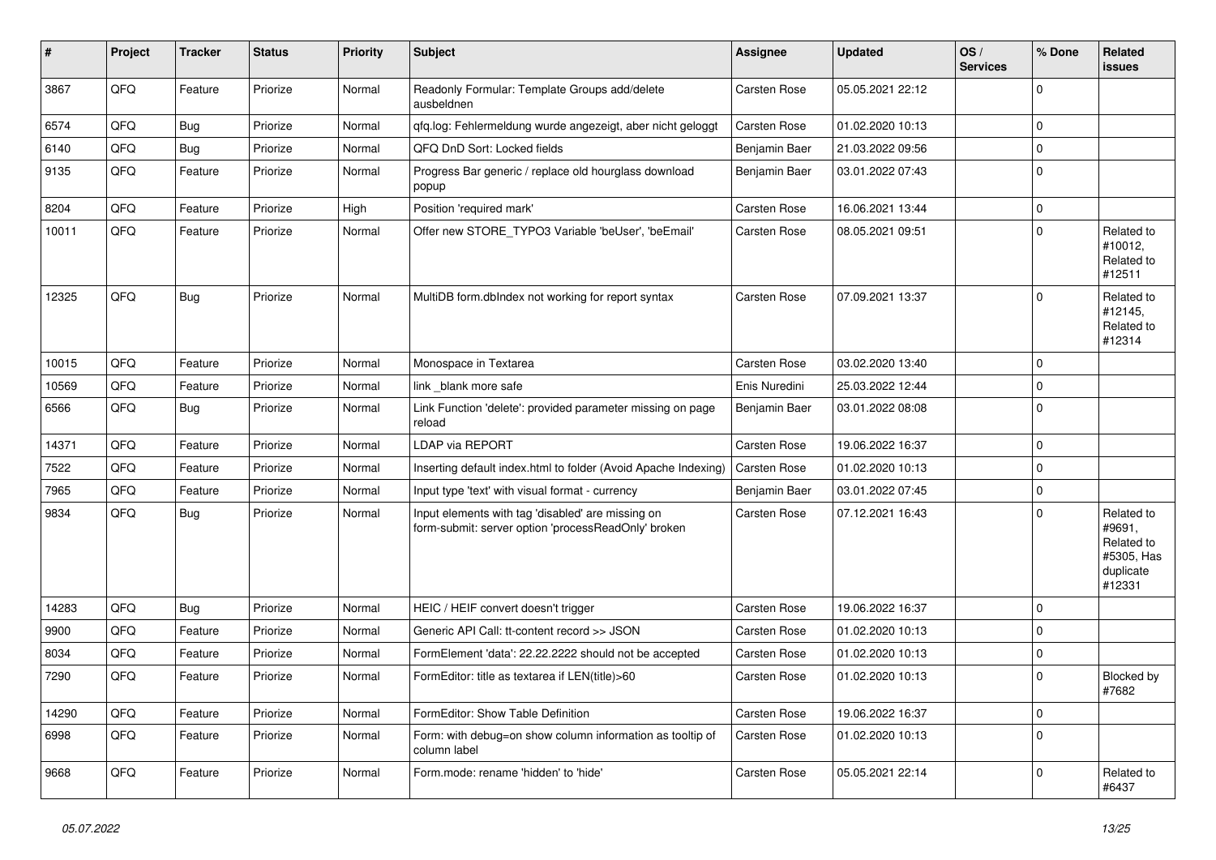| # | Project | Tracker | Status | Priority | Subject | Assignee | Updated | OS / Services | % Done | Related issues |
|---|---|---|---|---|---|---|---|---|---|---|
| 3867 | QFQ | Feature | Priorize | Normal | Readonly Formular: Template Groups add/delete ausbeldnen | Carsten Rose | 05.05.2021 22:12 | | 0 | |
| 6574 | QFQ | Bug | Priorize | Normal | qfq.log: Fehlermeldung wurde angezeigt, aber nicht geloggt | Carsten Rose | 01.02.2020 10:13 | | 0 | |
| 6140 | QFQ | Bug | Priorize | Normal | QFQ DnD Sort: Locked fields | Benjamin Baer | 21.03.2022 09:56 | | 0 | |
| 9135 | QFQ | Feature | Priorize | Normal | Progress Bar generic / replace old hourglass download popup | Benjamin Baer | 03.01.2022 07:43 | | 0 | |
| 8204 | QFQ | Feature | Priorize | High | Position 'required mark' | Carsten Rose | 16.06.2021 13:44 | | 0 | |
| 10011 | QFQ | Feature | Priorize | Normal | Offer new STORE_TYPO3 Variable 'beUser', 'beEmail' | Carsten Rose | 08.05.2021 09:51 | | 0 | Related to #10012, Related to #12511 |
| 12325 | QFQ | Bug | Priorize | Normal | MultiDB form.dbIndex not working for report syntax | Carsten Rose | 07.09.2021 13:37 | | 0 | Related to #12145, Related to #12314 |
| 10015 | QFQ | Feature | Priorize | Normal | Monospace in Textarea | Carsten Rose | 03.02.2020 13:40 | | 0 | |
| 10569 | QFQ | Feature | Priorize | Normal | link _blank more safe | Enis Nuredini | 25.03.2022 12:44 | | 0 | |
| 6566 | QFQ | Bug | Priorize | Normal | Link Function 'delete': provided parameter missing on page reload | Benjamin Baer | 03.01.2022 08:08 | | 0 | |
| 14371 | QFQ | Feature | Priorize | Normal | LDAP via REPORT | Carsten Rose | 19.06.2022 16:37 | | 0 | |
| 7522 | QFQ | Feature | Priorize | Normal | Inserting default index.html to folder (Avoid Apache Indexing) | Carsten Rose | 01.02.2020 10:13 | | 0 | |
| 7965 | QFQ | Feature | Priorize | Normal | Input type 'text' with visual format - currency | Benjamin Baer | 03.01.2022 07:45 | | 0 | |
| 9834 | QFQ | Bug | Priorize | Normal | Input elements with tag 'disabled' are missing on form-submit: server option 'processReadOnly' broken | Carsten Rose | 07.12.2021 16:43 | | 0 | Related to #9691, Related to #5305, Has duplicate #12331 |
| 14283 | QFQ | Bug | Priorize | Normal | HEIC / HEIF convert doesn't trigger | Carsten Rose | 19.06.2022 16:37 | | 0 | |
| 9900 | QFQ | Feature | Priorize | Normal | Generic API Call: tt-content record >> JSON | Carsten Rose | 01.02.2020 10:13 | | 0 | |
| 8034 | QFQ | Feature | Priorize | Normal | FormElement 'data': 22.22.2222 should not be accepted | Carsten Rose | 01.02.2020 10:13 | | 0 | |
| 7290 | QFQ | Feature | Priorize | Normal | FormEditor: title as textarea if LEN(title)>60 | Carsten Rose | 01.02.2020 10:13 | | 0 | Blocked by #7682 |
| 14290 | QFQ | Feature | Priorize | Normal | FormEditor: Show Table Definition | Carsten Rose | 19.06.2022 16:37 | | 0 | |
| 6998 | QFQ | Feature | Priorize | Normal | Form: with debug=on show column information as tooltip of column label | Carsten Rose | 01.02.2020 10:13 | | 0 | |
| 9668 | QFQ | Feature | Priorize | Normal | Form.mode: rename 'hidden' to 'hide' | Carsten Rose | 05.05.2021 22:14 | | 0 | Related to #6437 |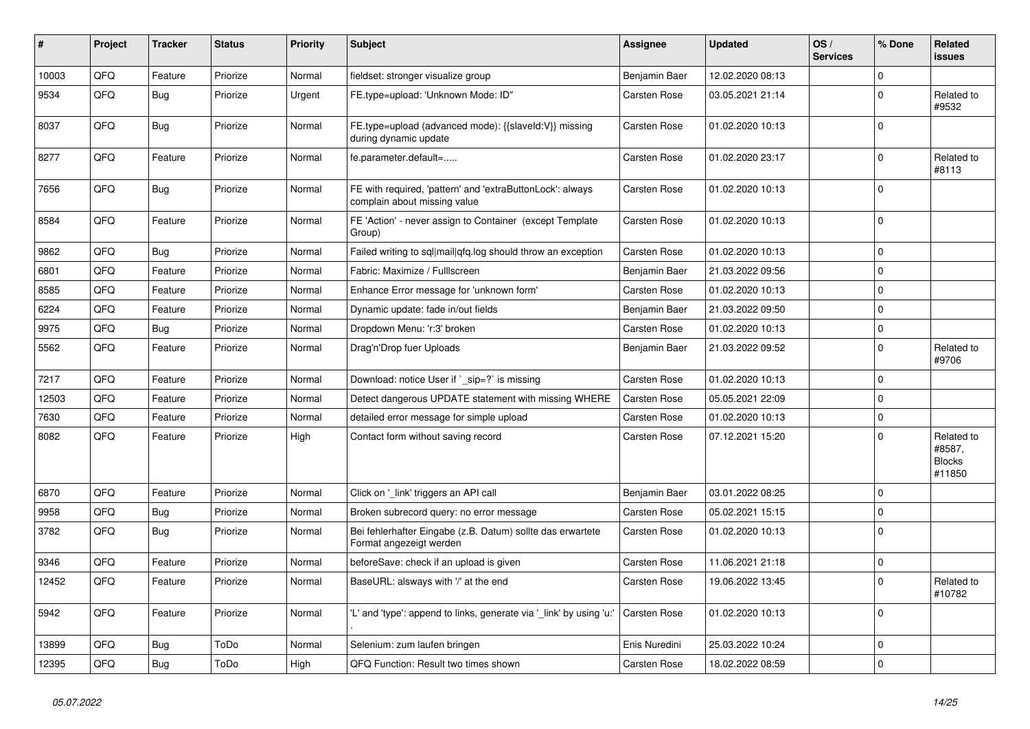| # | Project | Tracker | Status | Priority | Subject | Assignee | Updated | OS / Services | % Done | Related issues |
|---|---|---|---|---|---|---|---|---|---|---|
| 10003 | QFQ | Feature | Priorize | Normal | fieldset: stronger visualize group | Benjamin Baer | 12.02.2020 08:13 | | 0 | |
| 9534 | QFQ | Bug | Priorize | Urgent | FE.type=upload: 'Unknown Mode: ID" | Carsten Rose | 03.05.2021 21:14 | | 0 | Related to #9532 |
| 8037 | QFQ | Bug | Priorize | Normal | FE.type=upload (advanced mode): {{slaveId:V}} missing during dynamic update | Carsten Rose | 01.02.2020 10:13 | | 0 | |
| 8277 | QFQ | Feature | Priorize | Normal | fe.parameter.default=..... | Carsten Rose | 01.02.2020 23:17 | | 0 | Related to #8113 |
| 7656 | QFQ | Bug | Priorize | Normal | FE with required, 'pattern' and 'extraButtonLock': always complain about missing value | Carsten Rose | 01.02.2020 10:13 | | 0 | |
| 8584 | QFQ | Feature | Priorize | Normal | FE 'Action' - never assign to Container (except Template Group) | Carsten Rose | 01.02.2020 10:13 | | 0 | |
| 9862 | QFQ | Bug | Priorize | Normal | Failed writing to sql\|mail\|qfq.log should throw an exception | Carsten Rose | 01.02.2020 10:13 | | 0 | |
| 6801 | QFQ | Feature | Priorize | Normal | Fabric: Maximize / Fulllscreen | Benjamin Baer | 21.03.2022 09:56 | | 0 | |
| 8585 | QFQ | Feature | Priorize | Normal | Enhance Error message for 'unknown form' | Carsten Rose | 01.02.2020 10:13 | | 0 | |
| 6224 | QFQ | Feature | Priorize | Normal | Dynamic update: fade in/out fields | Benjamin Baer | 21.03.2022 09:50 | | 0 | |
| 9975 | QFQ | Bug | Priorize | Normal | Dropdown Menu: 'r:3' broken | Carsten Rose | 01.02.2020 10:13 | | 0 | |
| 5562 | QFQ | Feature | Priorize | Normal | Drag'n'Drop fuer Uploads | Benjamin Baer | 21.03.2022 09:52 | | 0 | Related to #9706 |
| 7217 | QFQ | Feature | Priorize | Normal | Download: notice User if `_sip=?` is missing | Carsten Rose | 01.02.2020 10:13 | | 0 | |
| 12503 | QFQ | Feature | Priorize | Normal | Detect dangerous UPDATE statement with missing WHERE | Carsten Rose | 05.05.2021 22:09 | | 0 | |
| 7630 | QFQ | Feature | Priorize | Normal | detailed error message for simple upload | Carsten Rose | 01.02.2020 10:13 | | 0 | |
| 8082 | QFQ | Feature | Priorize | High | Contact form without saving record | Carsten Rose | 07.12.2021 15:20 | | 0 | Related to #8587, Blocks #11850 |
| 6870 | QFQ | Feature | Priorize | Normal | Click on '_link' triggers an API call | Benjamin Baer | 03.01.2022 08:25 | | 0 | |
| 9958 | QFQ | Bug | Priorize | Normal | Broken subrecord query: no error message | Carsten Rose | 05.02.2021 15:15 | | 0 | |
| 3782 | QFQ | Bug | Priorize | Normal | Bei fehlerhafter Eingabe (z.B. Datum) sollte das erwartete Format angezeigt werden | Carsten Rose | 01.02.2020 10:13 | | 0 | |
| 9346 | QFQ | Feature | Priorize | Normal | beforeSave: check if an upload is given | Carsten Rose | 11.06.2021 21:18 | | 0 | |
| 12452 | QFQ | Feature | Priorize | Normal | BaseURL: alsways with '/' at the end | Carsten Rose | 19.06.2022 13:45 | | 0 | Related to #10782 |
| 5942 | QFQ | Feature | Priorize | Normal | 'L' and 'type': append to links, generate via '_link' by using 'u:' . | Carsten Rose | 01.02.2020 10:13 | | 0 | |
| 13899 | QFQ | Bug | ToDo | Normal | Selenium: zum laufen bringen | Enis Nuredini | 25.03.2022 10:24 | | 0 | |
| 12395 | QFQ | Bug | ToDo | High | QFQ Function: Result two times shown | Carsten Rose | 18.02.2022 08:59 | | 0 | |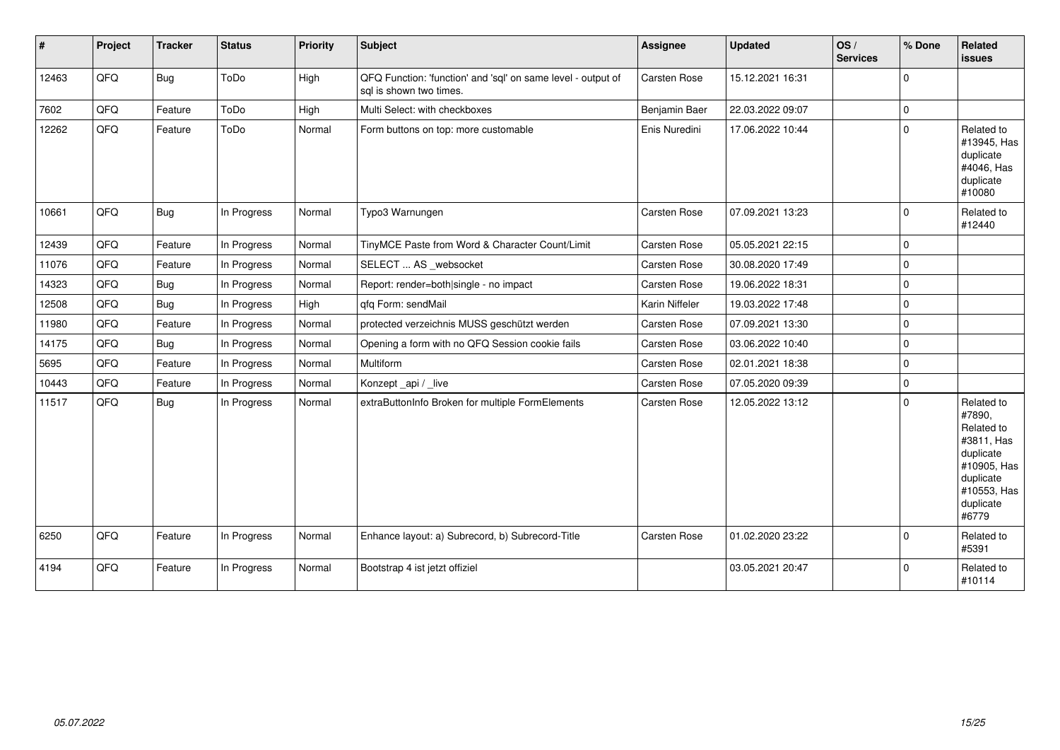| # | Project | Tracker | Status | Priority | Subject | Assignee | Updated | OS / Services | % Done | Related issues |
|---|---|---|---|---|---|---|---|---|---|---|
| 12463 | QFQ | Bug | ToDo | High | QFQ Function: 'function' and 'sql' on same level - output of sql is shown two times. | Carsten Rose | 15.12.2021 16:31 | | 0 | |
| 7602 | QFQ | Feature | ToDo | High | Multi Select: with checkboxes | Benjamin Baer | 22.03.2022 09:07 | | 0 | |
| 12262 | QFQ | Feature | ToDo | Normal | Form buttons on top: more customable | Enis Nuredini | 17.06.2022 10:44 | | 0 | Related to #13945, Has duplicate #4046, Has duplicate #10080 |
| 10661 | QFQ | Bug | In Progress | Normal | Typo3 Warnungen | Carsten Rose | 07.09.2021 13:23 | | 0 | Related to #12440 |
| 12439 | QFQ | Feature | In Progress | Normal | TinyMCE Paste from Word & Character Count/Limit | Carsten Rose | 05.05.2021 22:15 | | 0 | |
| 11076 | QFQ | Feature | In Progress | Normal | SELECT ... AS _websocket | Carsten Rose | 30.08.2020 17:49 | | 0 | |
| 14323 | QFQ | Bug | In Progress | Normal | Report: render=both\|single - no impact | Carsten Rose | 19.06.2022 18:31 | | 0 | |
| 12508 | QFQ | Bug | In Progress | High | qfq Form: sendMail | Karin Niffeler | 19.03.2022 17:48 | | 0 | |
| 11980 | QFQ | Feature | In Progress | Normal | protected verzeichnis MUSS geschützt werden | Carsten Rose | 07.09.2021 13:30 | | 0 | |
| 14175 | QFQ | Bug | In Progress | Normal | Opening a form with no QFQ Session cookie fails | Carsten Rose | 03.06.2022 10:40 | | 0 | |
| 5695 | QFQ | Feature | In Progress | Normal | Multiform | Carsten Rose | 02.01.2021 18:38 | | 0 | |
| 10443 | QFQ | Feature | In Progress | Normal | Konzept _api / _live | Carsten Rose | 07.05.2020 09:39 | | 0 | |
| 11517 | QFQ | Bug | In Progress | Normal | extraButtonInfo Broken for multiple FormElements | Carsten Rose | 12.05.2022 13:12 | | 0 | Related to #7890, Related to #3811, Has duplicate #10905, Has duplicate #10553, Has duplicate #6779 |
| 6250 | QFQ | Feature | In Progress | Normal | Enhance layout: a) Subrecord, b) Subrecord-Title | Carsten Rose | 01.02.2020 23:22 | | 0 | Related to #5391 |
| 4194 | QFQ | Feature | In Progress | Normal | Bootstrap 4 ist jetzt offiziel | | 03.05.2021 20:47 | | 0 | Related to #10114 |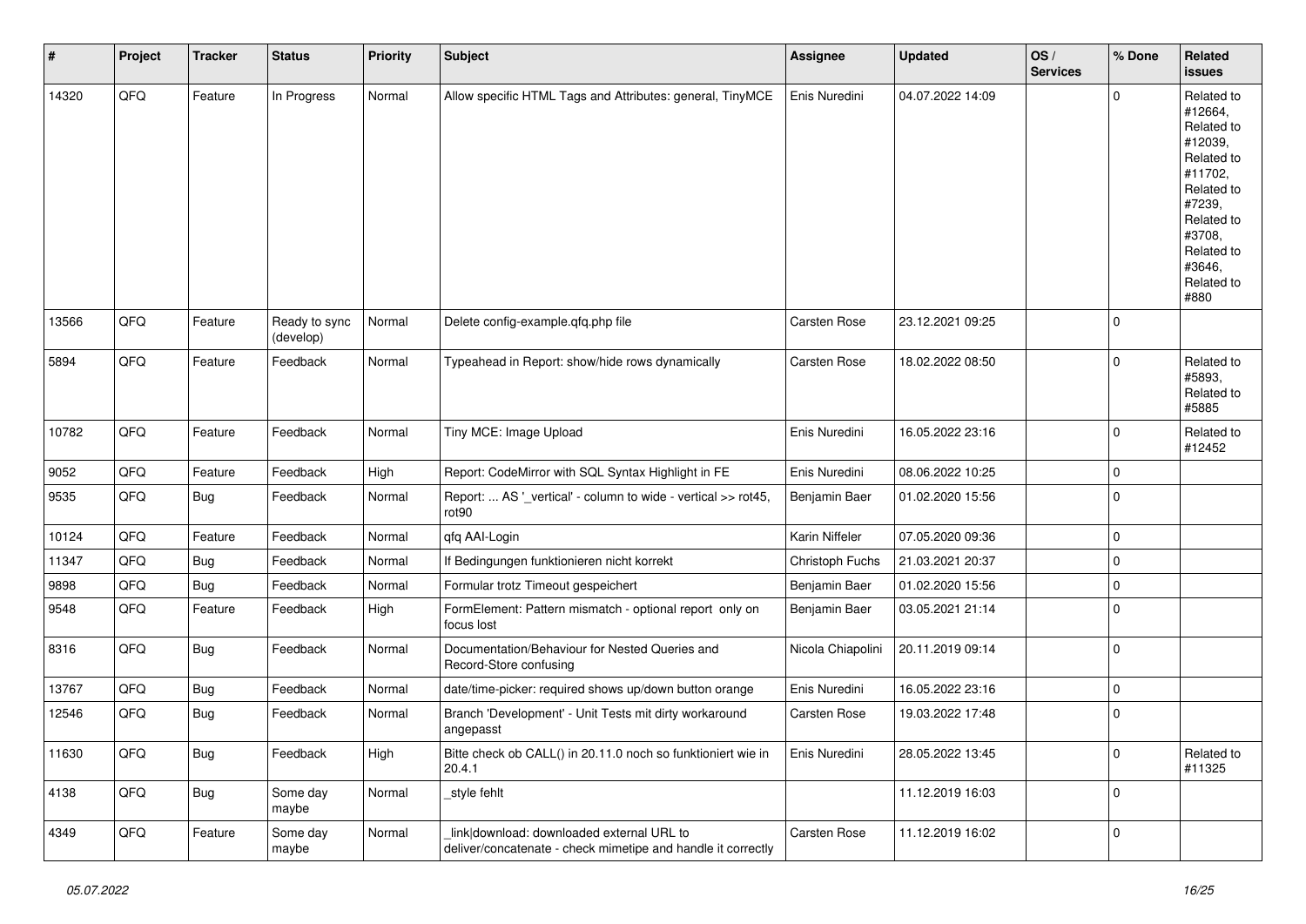| # | Project | Tracker | Status | Priority | Subject | Assignee | Updated | OS / Services | % Done | Related issues |
|---|---|---|---|---|---|---|---|---|---|---|
| 14320 | QFQ | Feature | In Progress | Normal | Allow specific HTML Tags and Attributes: general, TinyMCE | Enis Nuredini | 04.07.2022 14:09 | | 0 | Related to #12664, Related to #12039, Related to #11702, Related to #7239, Related to #3708, Related to #3646, Related to #880 |
| 13566 | QFQ | Feature | Ready to sync (develop) | Normal | Delete config-example.qfq.php file | Carsten Rose | 23.12.2021 09:25 | | 0 | |
| 5894 | QFQ | Feature | Feedback | Normal | Typeahead in Report: show/hide rows dynamically | Carsten Rose | 18.02.2022 08:50 | | 0 | Related to #5893, Related to #5885 |
| 10782 | QFQ | Feature | Feedback | Normal | Tiny MCE: Image Upload | Enis Nuredini | 16.05.2022 23:16 | | 0 | Related to #12452 |
| 9052 | QFQ | Feature | Feedback | High | Report: CodeMirror with SQL Syntax Highlight in FE | Enis Nuredini | 08.06.2022 10:25 | | 0 | |
| 9535 | QFQ | Bug | Feedback | Normal | Report: ... AS '_vertical' - column to wide - vertical >> rot45, rot90 | Benjamin Baer | 01.02.2020 15:56 | | 0 | |
| 10124 | QFQ | Feature | Feedback | Normal | qfq AAI-Login | Karin Niffeler | 07.05.2020 09:36 | | 0 | |
| 11347 | QFQ | Bug | Feedback | Normal | If Bedingungen funktionieren nicht korrekt | Christoph Fuchs | 21.03.2021 20:37 | | 0 | |
| 9898 | QFQ | Bug | Feedback | Normal | Formular trotz Timeout gespeichert | Benjamin Baer | 01.02.2020 15:56 | | 0 | |
| 9548 | QFQ | Feature | Feedback | High | FormElement: Pattern mismatch - optional report only on focus lost | Benjamin Baer | 03.05.2021 21:14 | | 0 | |
| 8316 | QFQ | Bug | Feedback | Normal | Documentation/Behaviour for Nested Queries and Record-Store confusing | Nicola Chiapolini | 20.11.2019 09:14 | | 0 | |
| 13767 | QFQ | Bug | Feedback | Normal | date/time-picker: required shows up/down button orange | Enis Nuredini | 16.05.2022 23:16 | | 0 | |
| 12546 | QFQ | Bug | Feedback | Normal | Branch 'Development' - Unit Tests mit dirty workaround angepasst | Carsten Rose | 19.03.2022 17:48 | | 0 | |
| 11630 | QFQ | Bug | Feedback | High | Bitte check ob CALL() in 20.11.0 noch so funktioniert wie in 20.4.1 | Enis Nuredini | 28.05.2022 13:45 | | 0 | Related to #11325 |
| 4138 | QFQ | Bug | Some day maybe | Normal | _style fehlt | | 11.12.2019 16:03 | | 0 | |
| 4349 | QFQ | Feature | Some day maybe | Normal | _link\|download: downloaded external URL to deliver/concatenate - check mimetipe and handle it correctly | Carsten Rose | 11.12.2019 16:02 | | 0 | |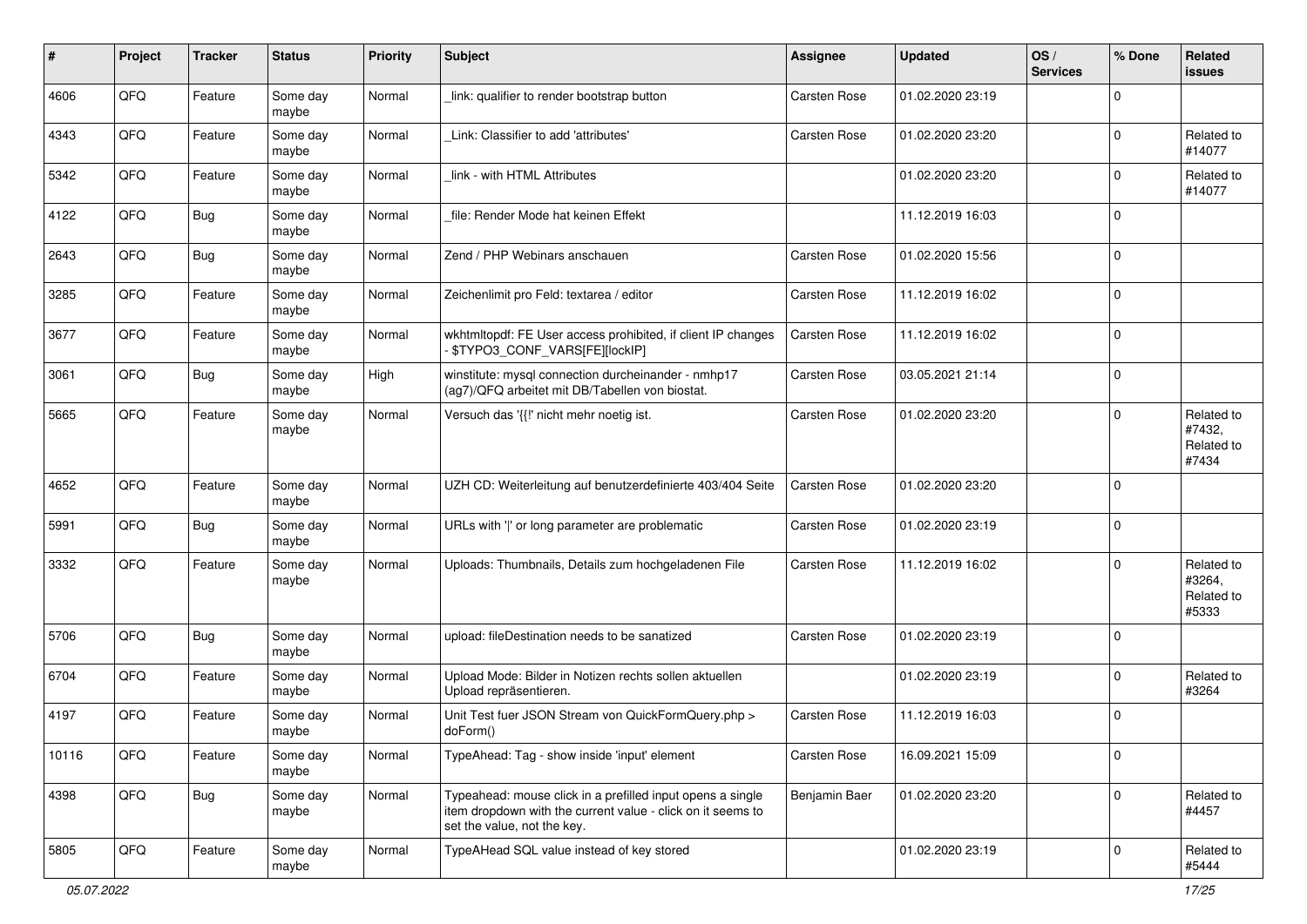| # | Project | Tracker | Status | Priority | Subject | Assignee | Updated | OS / Services | % Done | Related issues |
|---|---|---|---|---|---|---|---|---|---|---|
| 4606 | QFQ | Feature | Some day maybe | Normal | _link: qualifier to render bootstrap button | Carsten Rose | 01.02.2020 23:19 | | 0 | |
| 4343 | QFQ | Feature | Some day maybe | Normal | _Link: Classifier to add 'attributes' | Carsten Rose | 01.02.2020 23:20 | | 0 | Related to #14077 |
| 5342 | QFQ | Feature | Some day maybe | Normal | _link - with HTML Attributes | | 01.02.2020 23:20 | | 0 | Related to #14077 |
| 4122 | QFQ | Bug | Some day maybe | Normal | _file: Render Mode hat keinen Effekt | | 11.12.2019 16:03 | | 0 | |
| 2643 | QFQ | Bug | Some day maybe | Normal | Zend / PHP Webinars anschauen | Carsten Rose | 01.02.2020 15:56 | | 0 | |
| 3285 | QFQ | Feature | Some day maybe | Normal | Zeichenlimit pro Feld: textarea / editor | Carsten Rose | 11.12.2019 16:02 | | 0 | |
| 3677 | QFQ | Feature | Some day maybe | Normal | wkhtmltopdf: FE User access prohibited, if client IP changes - $TYPO3_CONF_VARS[FE][lockIP] | Carsten Rose | 11.12.2019 16:02 | | 0 | |
| 3061 | QFQ | Bug | Some day maybe | High | winstitute: mysql connection durcheinander - nmhp17 (ag7)/QFQ arbeitet mit DB/Tabellen von biostat. | Carsten Rose | 03.05.2021 21:14 | | 0 | |
| 5665 | QFQ | Feature | Some day maybe | Normal | Versuch das '{{!' nicht mehr noetig ist. | Carsten Rose | 01.02.2020 23:20 | | 0 | Related to #7432, Related to #7434 |
| 4652 | QFQ | Feature | Some day maybe | Normal | UZH CD: Weiterleitung auf benutzerdefinierte 403/404 Seite | Carsten Rose | 01.02.2020 23:20 | | 0 | |
| 5991 | QFQ | Bug | Some day maybe | Normal | URLs with ' ' or long parameter are problematic | Carsten Rose | 01.02.2020 23:19 | | 0 | |
| 3332 | QFQ | Feature | Some day maybe | Normal | Uploads: Thumbnails, Details zum hochgeladenen File | Carsten Rose | 11.12.2019 16:02 | | 0 | Related to #3264, Related to #5333 |
| 5706 | QFQ | Bug | Some day maybe | Normal | upload: fileDestination needs to be sanatized | Carsten Rose | 01.02.2020 23:19 | | 0 | |
| 6704 | QFQ | Feature | Some day maybe | Normal | Upload Mode: Bilder in Notizen rechts sollen aktuellen Upload repräsentieren. | | 01.02.2020 23:19 | | 0 | Related to #3264 |
| 4197 | QFQ | Feature | Some day maybe | Normal | Unit Test fuer JSON Stream von QuickFormQuery.php > doForm() | Carsten Rose | 11.12.2019 16:03 | | 0 | |
| 10116 | QFQ | Feature | Some day maybe | Normal | TypeAhead: Tag - show inside 'input' element | Carsten Rose | 16.09.2021 15:09 | | 0 | |
| 4398 | QFQ | Bug | Some day maybe | Normal | Typeahead: mouse click in a prefilled input opens a single item dropdown with the current value - click on it seems to set the value, not the key. | Benjamin Baer | 01.02.2020 23:20 | | 0 | Related to #4457 |
| 5805 | QFQ | Feature | Some day maybe | Normal | TypeAHead SQL value instead of key stored | | 01.02.2020 23:19 | | 0 | Related to #5444 |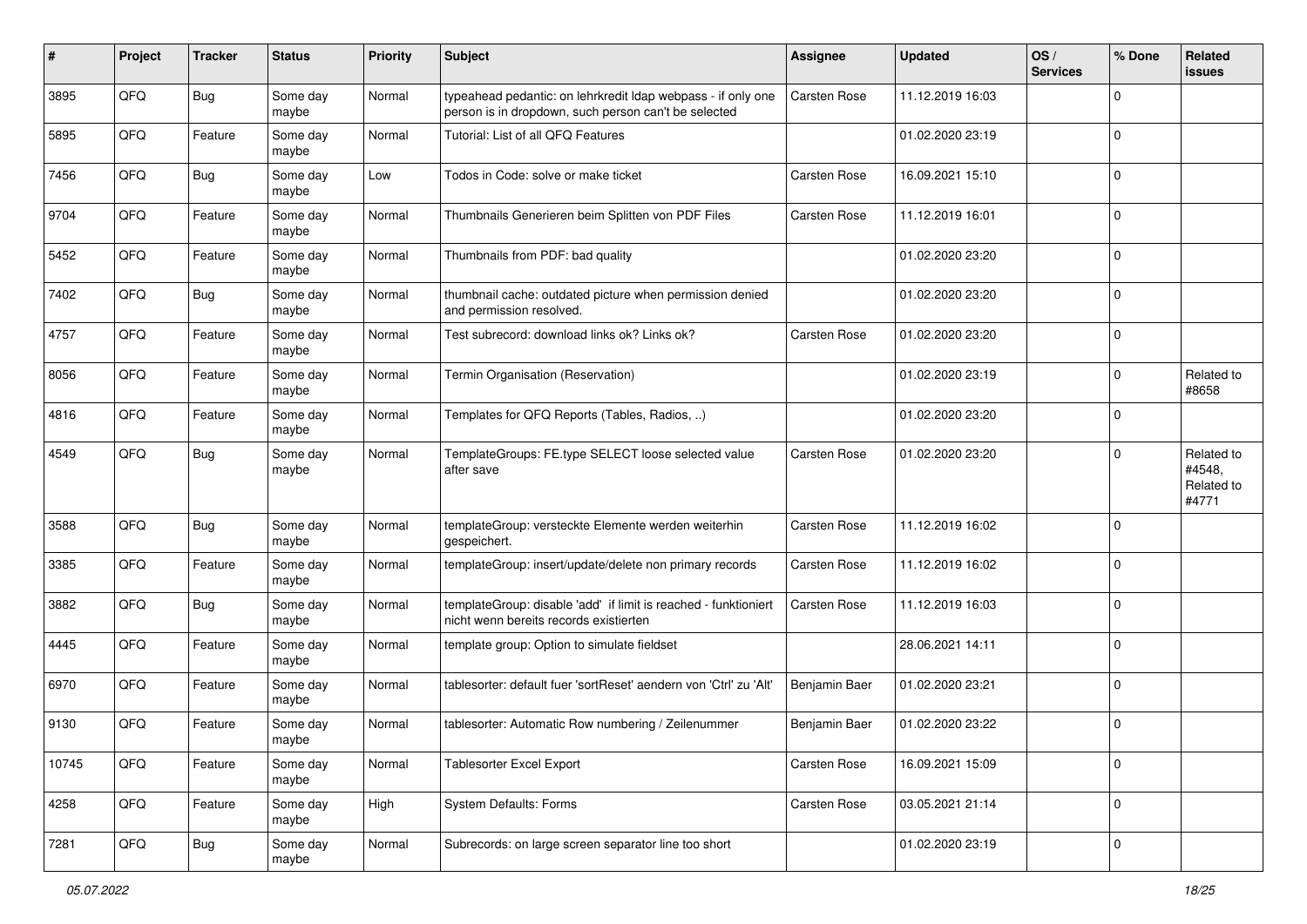| # | Project | Tracker | Status | Priority | Subject | Assignee | Updated | OS / Services | % Done | Related issues |
|---|---|---|---|---|---|---|---|---|---|---|
| 3895 | QFQ | Bug | Some day maybe | Normal | typeahead pedantic: on lehrkredit ldap webpass - if only one person is in dropdown, such person can't be selected | Carsten Rose | 11.12.2019 16:03 | | 0 | |
| 5895 | QFQ | Feature | Some day maybe | Normal | Tutorial: List of all QFQ Features | | 01.02.2020 23:19 | | 0 | |
| 7456 | QFQ | Bug | Some day maybe | Low | Todos in Code: solve or make ticket | Carsten Rose | 16.09.2021 15:10 | | 0 | |
| 9704 | QFQ | Feature | Some day maybe | Normal | Thumbnails Generieren beim Splitten von PDF Files | Carsten Rose | 11.12.2019 16:01 | | 0 | |
| 5452 | QFQ | Feature | Some day maybe | Normal | Thumbnails from PDF: bad quality | | 01.02.2020 23:20 | | 0 | |
| 7402 | QFQ | Bug | Some day maybe | Normal | thumbnail cache: outdated picture when permission denied and permission resolved. | | 01.02.2020 23:20 | | 0 | |
| 4757 | QFQ | Feature | Some day maybe | Normal | Test subrecord: download links ok? Links ok? | Carsten Rose | 01.02.2020 23:20 | | 0 | |
| 8056 | QFQ | Feature | Some day maybe | Normal | Termin Organisation (Reservation) | | 01.02.2020 23:19 | | 0 | Related to #8658 |
| 4816 | QFQ | Feature | Some day maybe | Normal | Templates for QFQ Reports (Tables, Radios, ..) | | 01.02.2020 23:20 | | 0 | |
| 4549 | QFQ | Bug | Some day maybe | Normal | TemplateGroups: FE.type SELECT loose selected value after save | Carsten Rose | 01.02.2020 23:20 | | 0 | Related to #4548, Related to #4771 |
| 3588 | QFQ | Bug | Some day maybe | Normal | templateGroup: versteckte Elemente werden weiterhin gespeichert. | Carsten Rose | 11.12.2019 16:02 | | 0 | |
| 3385 | QFQ | Feature | Some day maybe | Normal | templateGroup: insert/update/delete non primary records | Carsten Rose | 11.12.2019 16:02 | | 0 | |
| 3882 | QFQ | Bug | Some day maybe | Normal | templateGroup: disable 'add' if limit is reached - funktioniert nicht wenn bereits records existierten | Carsten Rose | 11.12.2019 16:03 | | 0 | |
| 4445 | QFQ | Feature | Some day maybe | Normal | template group: Option to simulate fieldset | | 28.06.2021 14:11 | | 0 | |
| 6970 | QFQ | Feature | Some day maybe | Normal | tablesorter: default fuer 'sortReset' aendern von 'Ctrl' zu 'Alt' | Benjamin Baer | 01.02.2020 23:21 | | 0 | |
| 9130 | QFQ | Feature | Some day maybe | Normal | tablesorter: Automatic Row numbering / Zeilenummer | Benjamin Baer | 01.02.2020 23:22 | | 0 | |
| 10745 | QFQ | Feature | Some day maybe | Normal | Tablesorter Excel Export | Carsten Rose | 16.09.2021 15:09 | | 0 | |
| 4258 | QFQ | Feature | Some day maybe | High | System Defaults: Forms | Carsten Rose | 03.05.2021 21:14 | | 0 | |
| 7281 | QFQ | Bug | Some day maybe | Normal | Subrecords: on large screen separator line too short | | 01.02.2020 23:19 | | 0 | |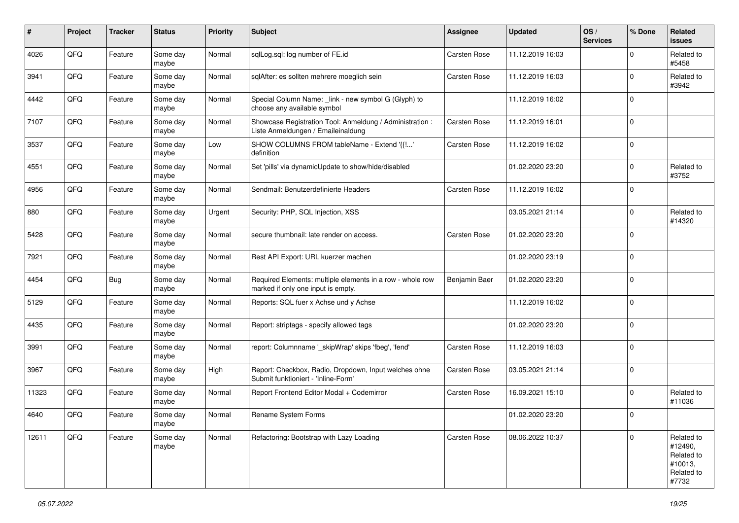| # | Project | Tracker | Status | Priority | Subject | Assignee | Updated | OS / Services | % Done | Related issues |
|---|---|---|---|---|---|---|---|---|---|---|
| 4026 | QFQ | Feature | Some day maybe | Normal | sqlLog.sql: log number of FE.id | Carsten Rose | 11.12.2019 16:03 | | 0 | Related to #5458 |
| 3941 | QFQ | Feature | Some day maybe | Normal | sqlAfter: es sollten mehrere moeglich sein | Carsten Rose | 11.12.2019 16:03 | | 0 | Related to #3942 |
| 4442 | QFQ | Feature | Some day maybe | Normal | Special Column Name: _link - new symbol G (Glyph) to choose any available symbol | | 11.12.2019 16:02 | | 0 | |
| 7107 | QFQ | Feature | Some day maybe | Normal | Showcase Registration Tool: Anmeldung / Administration : Liste Anmeldungen / Emaileinaldung | Carsten Rose | 11.12.2019 16:01 | | 0 | |
| 3537 | QFQ | Feature | Some day maybe | Low | SHOW COLUMNS FROM tableName - Extend '{{!...' definition | Carsten Rose | 11.12.2019 16:02 | | 0 | |
| 4551 | QFQ | Feature | Some day maybe | Normal | Set 'pills' via dynamicUpdate to show/hide/disabled | | 01.02.2020 23:20 | | 0 | Related to #3752 |
| 4956 | QFQ | Feature | Some day maybe | Normal | Sendmail: Benutzerdefinierte Headers | Carsten Rose | 11.12.2019 16:02 | | 0 | |
| 880 | QFQ | Feature | Some day maybe | Urgent | Security: PHP, SQL Injection, XSS | | 03.05.2021 21:14 | | 0 | Related to #14320 |
| 5428 | QFQ | Feature | Some day maybe | Normal | secure thumbnail: late render on access. | Carsten Rose | 01.02.2020 23:20 | | 0 | |
| 7921 | QFQ | Feature | Some day maybe | Normal | Rest API Export: URL kuerzer machen | | 01.02.2020 23:19 | | 0 | |
| 4454 | QFQ | Bug | Some day maybe | Normal | Required Elements: multiple elements in a row - whole row marked if only one input is empty. | Benjamin Baer | 01.02.2020 23:20 | | 0 | |
| 5129 | QFQ | Feature | Some day maybe | Normal | Reports: SQL fuer x Achse und y Achse | | 11.12.2019 16:02 | | 0 | |
| 4435 | QFQ | Feature | Some day maybe | Normal | Report: striptags - specify allowed tags | | 01.02.2020 23:20 | | 0 | |
| 3991 | QFQ | Feature | Some day maybe | Normal | report: Columnname '_skipWrap' skips 'fbeg', 'fend' | Carsten Rose | 11.12.2019 16:03 | | 0 | |
| 3967 | QFQ | Feature | Some day maybe | High | Report: Checkbox, Radio, Dropdown, Input welches ohne Submit funktioniert - 'Inline-Form' | Carsten Rose | 03.05.2021 21:14 | | 0 | |
| 11323 | QFQ | Feature | Some day maybe | Normal | Report Frontend Editor Modal + Codemirror | Carsten Rose | 16.09.2021 15:10 | | 0 | Related to #11036 |
| 4640 | QFQ | Feature | Some day maybe | Normal | Rename System Forms | | 01.02.2020 23:20 | | 0 | |
| 12611 | QFQ | Feature | Some day maybe | Normal | Refactoring: Bootstrap with Lazy Loading | Carsten Rose | 08.06.2022 10:37 | | 0 | Related to #12490, Related to #10013, Related to #7732 |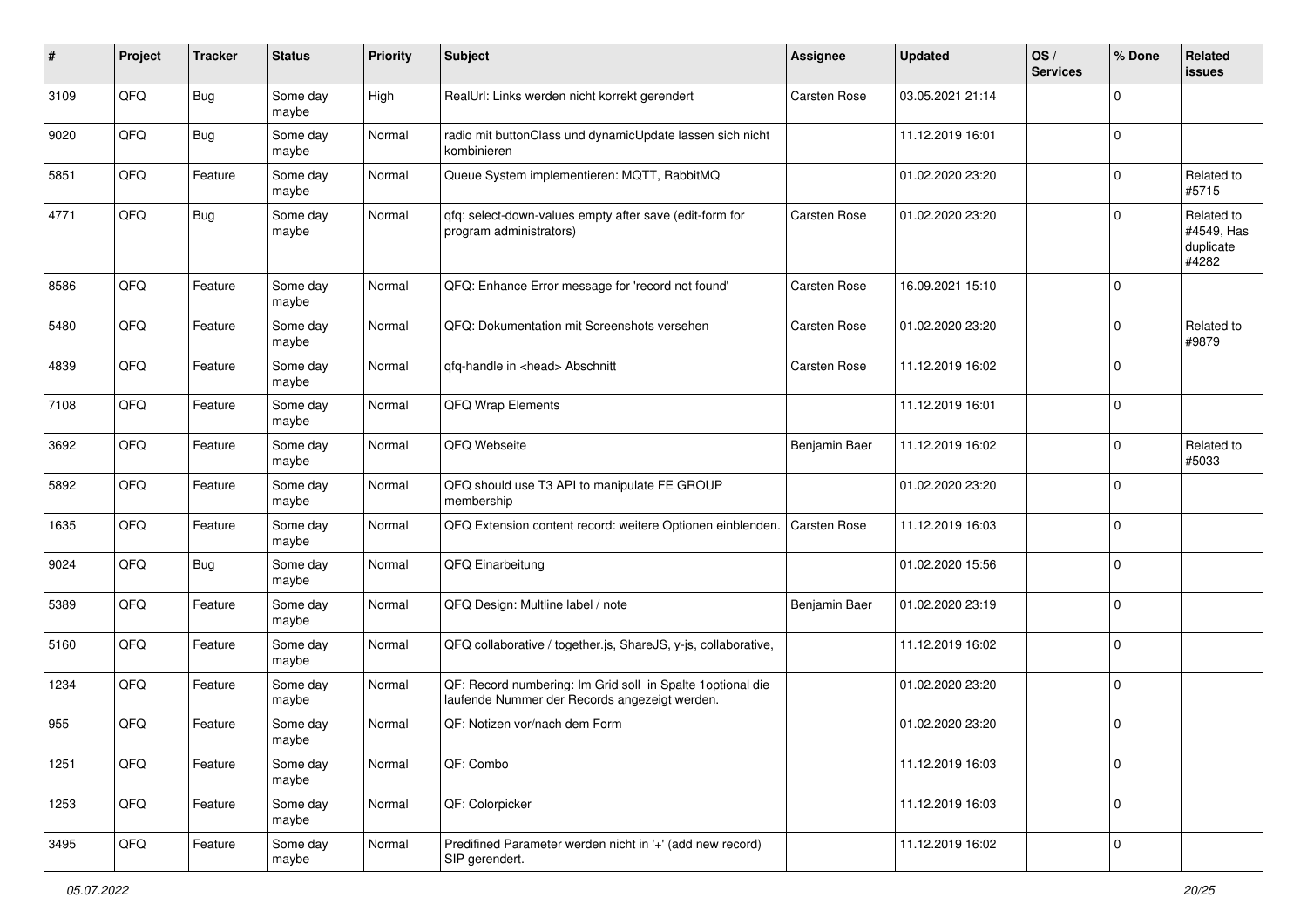| # | Project | Tracker | Status | Priority | Subject | Assignee | Updated | OS / Services | % Done | Related issues |
|---|---|---|---|---|---|---|---|---|---|---|
| 3109 | QFQ | Bug | Some day maybe | High | RealUrl: Links werden nicht korrekt gerendert | Carsten Rose | 03.05.2021 21:14 | | 0 | |
| 9020 | QFQ | Bug | Some day maybe | Normal | radio mit buttonClass und dynamicUpdate lassen sich nicht kombinieren | | 11.12.2019 16:01 | | 0 | |
| 5851 | QFQ | Feature | Some day maybe | Normal | Queue System implementieren: MQTT, RabbitMQ | | 01.02.2020 23:20 | | 0 | Related to #5715 |
| 4771 | QFQ | Bug | Some day maybe | Normal | qfq: select-down-values empty after save (edit-form for program administrators) | Carsten Rose | 01.02.2020 23:20 | | 0 | Related to #4549, Has duplicate #4282 |
| 8586 | QFQ | Feature | Some day maybe | Normal | QFQ: Enhance Error message for 'record not found' | Carsten Rose | 16.09.2021 15:10 | | 0 | |
| 5480 | QFQ | Feature | Some day maybe | Normal | QFQ: Dokumentation mit Screenshots versehen | Carsten Rose | 01.02.2020 23:20 | | 0 | Related to #9879 |
| 4839 | QFQ | Feature | Some day maybe | Normal | qfq-handle in <head> Abschnitt | Carsten Rose | 11.12.2019 16:02 | | 0 | |
| 7108 | QFQ | Feature | Some day maybe | Normal | QFQ Wrap Elements | | 11.12.2019 16:01 | | 0 | |
| 3692 | QFQ | Feature | Some day maybe | Normal | QFQ Webseite | Benjamin Baer | 11.12.2019 16:02 | | 0 | Related to #5033 |
| 5892 | QFQ | Feature | Some day maybe | Normal | QFQ should use T3 API to manipulate FE GROUP membership | | 01.02.2020 23:20 | | 0 | |
| 1635 | QFQ | Feature | Some day maybe | Normal | QFQ Extension content record: weitere Optionen einblenden. | Carsten Rose | 11.12.2019 16:03 | | 0 | |
| 9024 | QFQ | Bug | Some day maybe | Normal | QFQ Einarbeitung | | 01.02.2020 15:56 | | 0 | |
| 5389 | QFQ | Feature | Some day maybe | Normal | QFQ Design: Multline label / note | Benjamin Baer | 01.02.2020 23:19 | | 0 | |
| 5160 | QFQ | Feature | Some day maybe | Normal | QFQ collaborative / together.js, ShareJS, y-js, collaborative, | | 11.12.2019 16:02 | | 0 | |
| 1234 | QFQ | Feature | Some day maybe | Normal | QF: Record numbering: Im Grid soll in Spalte 1optional die laufende Nummer der Records angezeigt werden. | | 01.02.2020 23:20 | | 0 | |
| 955 | QFQ | Feature | Some day maybe | Normal | QF: Notizen vor/nach dem Form | | 01.02.2020 23:20 | | 0 | |
| 1251 | QFQ | Feature | Some day maybe | Normal | QF: Combo | | 11.12.2019 16:03 | | 0 | |
| 1253 | QFQ | Feature | Some day maybe | Normal | QF: Colorpicker | | 11.12.2019 16:03 | | 0 | |
| 3495 | QFQ | Feature | Some day maybe | Normal | Predifined Parameter werden nicht in '+' (add new record) SIP gerendert. | | 11.12.2019 16:02 | | 0 | |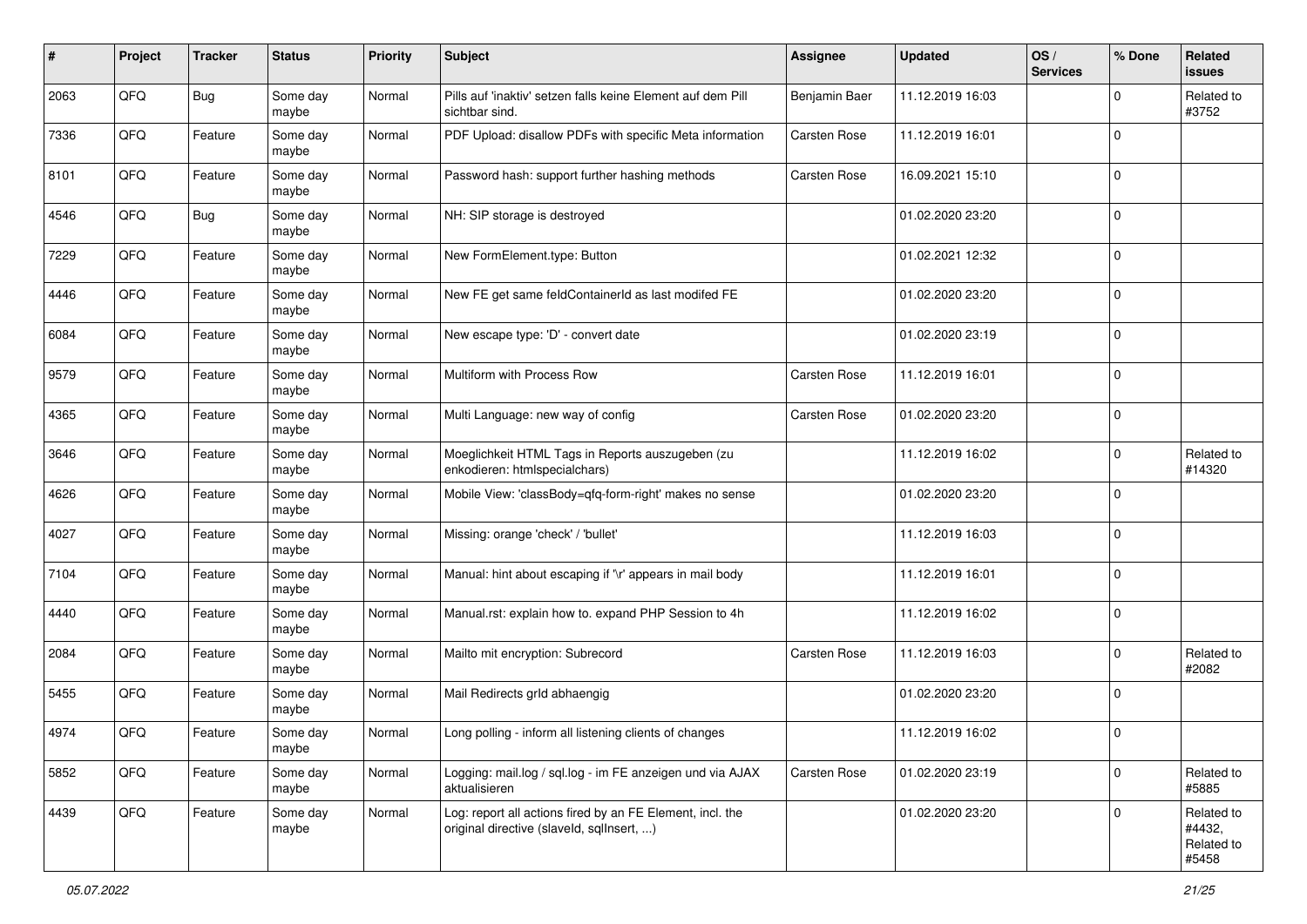| # | Project | Tracker | Status | Priority | Subject | Assignee | Updated | OS / Services | % Done | Related issues |
|---|---|---|---|---|---|---|---|---|---|---|
| 2063 | QFQ | Bug | Some day maybe | Normal | Pills auf 'inaktiv' setzen falls keine Element auf dem Pill sichtbar sind. | Benjamin Baer | 11.12.2019 16:03 | | 0 | Related to #3752 |
| 7336 | QFQ | Feature | Some day maybe | Normal | PDF Upload: disallow PDFs with specific Meta information | Carsten Rose | 11.12.2019 16:01 | | 0 | |
| 8101 | QFQ | Feature | Some day maybe | Normal | Password hash: support further hashing methods | Carsten Rose | 16.09.2021 15:10 | | 0 | |
| 4546 | QFQ | Bug | Some day maybe | Normal | NH: SIP storage is destroyed | | 01.02.2020 23:20 | | 0 | |
| 7229 | QFQ | Feature | Some day maybe | Normal | New FormElement.type: Button | | 01.02.2021 12:32 | | 0 | |
| 4446 | QFQ | Feature | Some day maybe | Normal | New FE get same feldContainerId as last modifed FE | | 01.02.2020 23:20 | | 0 | |
| 6084 | QFQ | Feature | Some day maybe | Normal | New escape type: 'D' - convert date | | 01.02.2020 23:19 | | 0 | |
| 9579 | QFQ | Feature | Some day maybe | Normal | Multiform with Process Row | Carsten Rose | 11.12.2019 16:01 | | 0 | |
| 4365 | QFQ | Feature | Some day maybe | Normal | Multi Language: new way of config | Carsten Rose | 01.02.2020 23:20 | | 0 | |
| 3646 | QFQ | Feature | Some day maybe | Normal | Moeglichkeit HTML Tags in Reports auszugeben (zu enkodieren: htmlspecialchars) | | 11.12.2019 16:02 | | 0 | Related to #14320 |
| 4626 | QFQ | Feature | Some day maybe | Normal | Mobile View: 'classBody=qfq-form-right' makes no sense | | 01.02.2020 23:20 | | 0 | |
| 4027 | QFQ | Feature | Some day maybe | Normal | Missing: orange 'check' / 'bullet' | | 11.12.2019 16:03 | | 0 | |
| 7104 | QFQ | Feature | Some day maybe | Normal | Manual: hint about escaping if '\r' appears in mail body | | 11.12.2019 16:01 | | 0 | |
| 4440 | QFQ | Feature | Some day maybe | Normal | Manual.rst: explain how to. expand PHP Session to 4h | | 11.12.2019 16:02 | | 0 | |
| 2084 | QFQ | Feature | Some day maybe | Normal | Mailto mit encryption: Subrecord | Carsten Rose | 11.12.2019 16:03 | | 0 | Related to #2082 |
| 5455 | QFQ | Feature | Some day maybe | Normal | Mail Redirects grId abhaengig | | 01.02.2020 23:20 | | 0 | |
| 4974 | QFQ | Feature | Some day maybe | Normal | Long polling - inform all listening clients of changes | | 11.12.2019 16:02 | | 0 | |
| 5852 | QFQ | Feature | Some day maybe | Normal | Logging: mail.log / sql.log - im FE anzeigen und via AJAX aktualisieren | Carsten Rose | 01.02.2020 23:19 | | 0 | Related to #5885 |
| 4439 | QFQ | Feature | Some day maybe | Normal | Log: report all actions fired by an FE Element, incl. the original directive (slaveId, sqlInsert, ...) | | 01.02.2020 23:20 | | 0 | Related to #4432, Related to #5458 |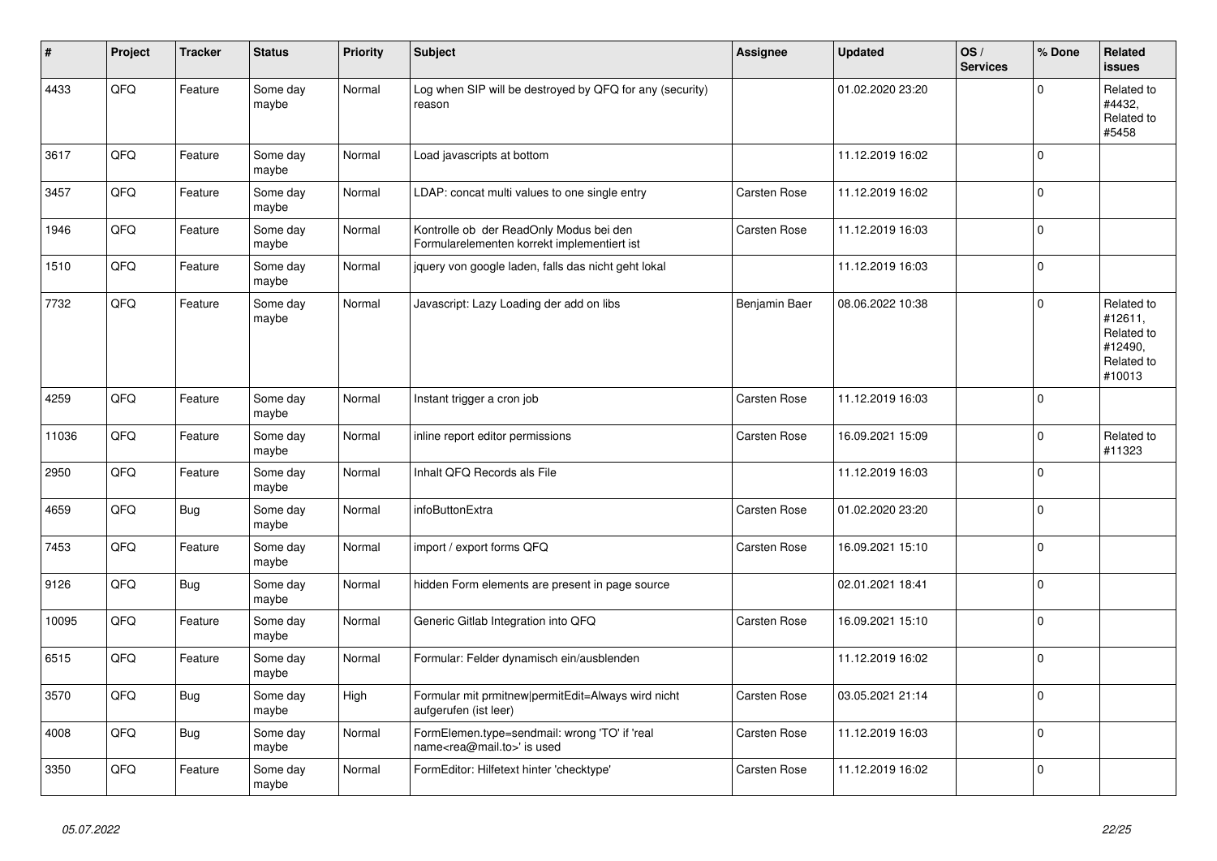| # | Project | Tracker | Status | Priority | Subject | Assignee | Updated | OS / Services | % Done | Related issues |
|---|---|---|---|---|---|---|---|---|---|---|
| 4433 | QFQ | Feature | Some day maybe | Normal | Log when SIP will be destroyed by QFQ for any (security) reason | | 01.02.2020 23:20 | | 0 | Related to #4432, Related to #5458 |
| 3617 | QFQ | Feature | Some day maybe | Normal | Load javascripts at bottom | | 11.12.2019 16:02 | | 0 | |
| 3457 | QFQ | Feature | Some day maybe | Normal | LDAP: concat multi values to one single entry | Carsten Rose | 11.12.2019 16:02 | | 0 | |
| 1946 | QFQ | Feature | Some day maybe | Normal | Kontrolle ob der ReadOnly Modus bei den Formularelementen korrekt implementiert ist | Carsten Rose | 11.12.2019 16:03 | | 0 | |
| 1510 | QFQ | Feature | Some day maybe | Normal | jquery von google laden, falls das nicht geht lokal | | 11.12.2019 16:03 | | 0 | |
| 7732 | QFQ | Feature | Some day maybe | Normal | Javascript: Lazy Loading der add on libs | Benjamin Baer | 08.06.2022 10:38 | | 0 | Related to #12611, Related to #12490, Related to #10013 |
| 4259 | QFQ | Feature | Some day maybe | Normal | Instant trigger a cron job | Carsten Rose | 11.12.2019 16:03 | | 0 | |
| 11036 | QFQ | Feature | Some day maybe | Normal | inline report editor permissions | Carsten Rose | 16.09.2021 15:09 | | 0 | Related to #11323 |
| 2950 | QFQ | Feature | Some day maybe | Normal | Inhalt QFQ Records als File | | 11.12.2019 16:03 | | 0 | |
| 4659 | QFQ | Bug | Some day maybe | Normal | infoButtonExtra | Carsten Rose | 01.02.2020 23:20 | | 0 | |
| 7453 | QFQ | Feature | Some day maybe | Normal | import / export forms QFQ | Carsten Rose | 16.09.2021 15:10 | | 0 | |
| 9126 | QFQ | Bug | Some day maybe | Normal | hidden Form elements are present in page source | | 02.01.2021 18:41 | | 0 | |
| 10095 | QFQ | Feature | Some day maybe | Normal | Generic Gitlab Integration into QFQ | Carsten Rose | 16.09.2021 15:10 | | 0 | |
| 6515 | QFQ | Feature | Some day maybe | Normal | Formular: Felder dynamisch ein/ausblenden | | 11.12.2019 16:02 | | 0 | |
| 3570 | QFQ | Bug | Some day maybe | High | Formular mit prmitnew\|permitEdit=Always wird nicht aufgerufen (ist leer) | Carsten Rose | 03.05.2021 21:14 | | 0 | |
| 4008 | QFQ | Bug | Some day maybe | Normal | FormElemen.type=sendmail: wrong 'TO' if 'real name<rea@mail.to>' is used | Carsten Rose | 11.12.2019 16:03 | | 0 | |
| 3350 | QFQ | Feature | Some day maybe | Normal | FormEditor: Hilfetext hinter 'checktype' | Carsten Rose | 11.12.2019 16:02 | | 0 | |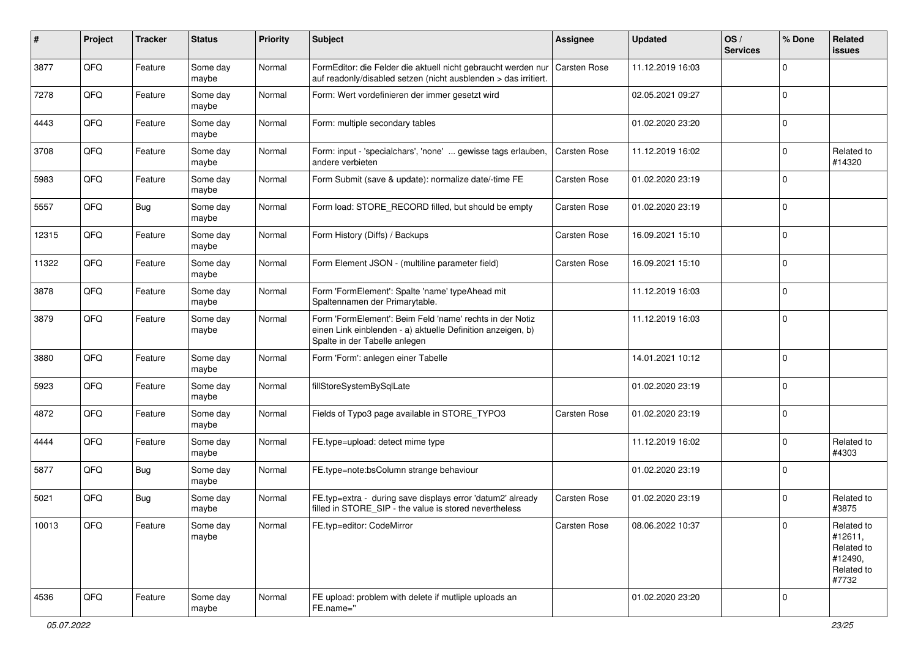| # | Project | Tracker | Status | Priority | Subject | Assignee | Updated | OS / Services | % Done | Related issues |
|---|---|---|---|---|---|---|---|---|---|---|
| 3877 | QFQ | Feature | Some day maybe | Normal | FormEditor: die Felder die aktuell nicht gebraucht werden nur auf readonly/disabled setzen (nicht ausblenden > das irritiert. | Carsten Rose | 11.12.2019 16:03 | | 0 | |
| 7278 | QFQ | Feature | Some day maybe | Normal | Form: Wert vordefinieren der immer gesetzt wird | | 02.05.2021 09:27 | | 0 | |
| 4443 | QFQ | Feature | Some day maybe | Normal | Form: multiple secondary tables | | 01.02.2020 23:20 | | 0 | |
| 3708 | QFQ | Feature | Some day maybe | Normal | Form: input - 'specialchars', 'none' ... gewisse tags erlauben, andere verbieten | Carsten Rose | 11.12.2019 16:02 | | 0 | Related to #14320 |
| 5983 | QFQ | Feature | Some day maybe | Normal | Form Submit (save & update): normalize date/-time FE | Carsten Rose | 01.02.2020 23:19 | | 0 | |
| 5557 | QFQ | Bug | Some day maybe | Normal | Form load: STORE_RECORD filled, but should be empty | Carsten Rose | 01.02.2020 23:19 | | 0 | |
| 12315 | QFQ | Feature | Some day maybe | Normal | Form History (Diffs) / Backups | Carsten Rose | 16.09.2021 15:10 | | 0 | |
| 11322 | QFQ | Feature | Some day maybe | Normal | Form Element JSON - (multiline parameter field) | Carsten Rose | 16.09.2021 15:10 | | 0 | |
| 3878 | QFQ | Feature | Some day maybe | Normal | Form 'FormElement': Spalte 'name' typeAhead mit Spaltennamen der Primarytable. | | 11.12.2019 16:03 | | 0 | |
| 3879 | QFQ | Feature | Some day maybe | Normal | Form 'FormElement': Beim Feld 'name' rechts in der Notiz einen Link einblenden - a) aktuelle Definition anzeigen, b) Spalte in der Tabelle anlegen | | 11.12.2019 16:03 | | 0 | |
| 3880 | QFQ | Feature | Some day maybe | Normal | Form 'Form': anlegen einer Tabelle | | 14.01.2021 10:12 | | 0 | |
| 5923 | QFQ | Feature | Some day maybe | Normal | fillStoreSystemBySqlLate | | 01.02.2020 23:19 | | 0 | |
| 4872 | QFQ | Feature | Some day maybe | Normal | Fields of Typo3 page available in STORE_TYPO3 | Carsten Rose | 01.02.2020 23:19 | | 0 | |
| 4444 | QFQ | Feature | Some day maybe | Normal | FE.type=upload: detect mime type | | 11.12.2019 16:02 | | 0 | Related to #4303 |
| 5877 | QFQ | Bug | Some day maybe | Normal | FE.type=note:bsColumn strange behaviour | | 01.02.2020 23:19 | | 0 | |
| 5021 | QFQ | Bug | Some day maybe | Normal | FE.typ=extra - during save displays error 'datum2' already filled in STORE_SIP - the value is stored nevertheless | Carsten Rose | 01.02.2020 23:19 | | 0 | Related to #3875 |
| 10013 | QFQ | Feature | Some day maybe | Normal | FE.typ=editor: CodeMirror | Carsten Rose | 08.06.2022 10:37 | | 0 | Related to #12611, Related to #12490, Related to #7732 |
| 4536 | QFQ | Feature | Some day maybe | Normal | FE upload: problem with delete if mutliple uploads an FE.name=" | | 01.02.2020 23:20 | | 0 | |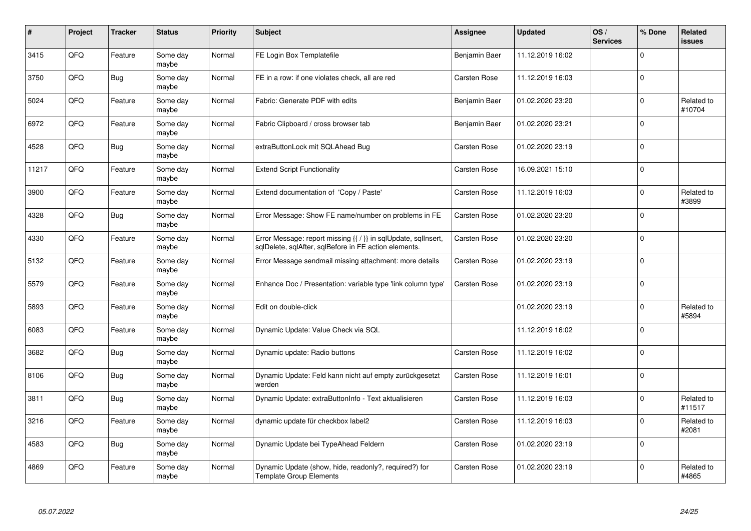| # | Project | Tracker | Status | Priority | Subject | Assignee | Updated | OS / Services | % Done | Related issues |
|---|---|---|---|---|---|---|---|---|---|---|
| 3415 | QFQ | Feature | Some day maybe | Normal | FE Login Box Templatefile | Benjamin Baer | 11.12.2019 16:02 | | 0 | |
| 3750 | QFQ | Bug | Some day maybe | Normal | FE in a row: if one violates check, all are red | Carsten Rose | 11.12.2019 16:03 | | 0 | |
| 5024 | QFQ | Feature | Some day maybe | Normal | Fabric: Generate PDF with edits | Benjamin Baer | 01.02.2020 23:20 | | 0 | Related to #10704 |
| 6972 | QFQ | Feature | Some day maybe | Normal | Fabric Clipboard / cross browser tab | Benjamin Baer | 01.02.2020 23:21 | | 0 | |
| 4528 | QFQ | Bug | Some day maybe | Normal | extraButtonLock mit SQLAhead Bug | Carsten Rose | 01.02.2020 23:19 | | 0 | |
| 11217 | QFQ | Feature | Some day maybe | Normal | Extend Script Functionality | Carsten Rose | 16.09.2021 15:10 | | 0 | |
| 3900 | QFQ | Feature | Some day maybe | Normal | Extend documentation of 'Copy / Paste' | Carsten Rose | 11.12.2019 16:03 | | 0 | Related to #3899 |
| 4328 | QFQ | Bug | Some day maybe | Normal | Error Message: Show FE name/number on problems in FE | Carsten Rose | 01.02.2020 23:20 | | 0 | |
| 4330 | QFQ | Feature | Some day maybe | Normal | Error Message: report missing {{ / }} in sqlUpdate, sqlInsert, sqlDelete, sqlAfter, sqlBefore in FE action elements. | Carsten Rose | 01.02.2020 23:20 | | 0 | |
| 5132 | QFQ | Feature | Some day maybe | Normal | Error Message sendmail missing attachment: more details | Carsten Rose | 01.02.2020 23:19 | | 0 | |
| 5579 | QFQ | Feature | Some day maybe | Normal | Enhance Doc / Presentation: variable type 'link column type' | Carsten Rose | 01.02.2020 23:19 | | 0 | |
| 5893 | QFQ | Feature | Some day maybe | Normal | Edit on double-click | | 01.02.2020 23:19 | | 0 | Related to #5894 |
| 6083 | QFQ | Feature | Some day maybe | Normal | Dynamic Update: Value Check via SQL | | 11.12.2019 16:02 | | 0 | |
| 3682 | QFQ | Bug | Some day maybe | Normal | Dynamic update: Radio buttons | Carsten Rose | 11.12.2019 16:02 | | 0 | |
| 8106 | QFQ | Bug | Some day maybe | Normal | Dynamic Update: Feld kann nicht auf empty zurückgesetzt werden | Carsten Rose | 11.12.2019 16:01 | | 0 | |
| 3811 | QFQ | Bug | Some day maybe | Normal | Dynamic Update: extraButtonInfo - Text aktualisieren | Carsten Rose | 11.12.2019 16:03 | | 0 | Related to #11517 |
| 3216 | QFQ | Feature | Some day maybe | Normal | dynamic update für checkbox label2 | Carsten Rose | 11.12.2019 16:03 | | 0 | Related to #2081 |
| 4583 | QFQ | Bug | Some day maybe | Normal | Dynamic Update bei TypeAhead Feldern | Carsten Rose | 01.02.2020 23:19 | | 0 | |
| 4869 | QFQ | Feature | Some day maybe | Normal | Dynamic Update (show, hide, readonly?, required?) for Template Group Elements | Carsten Rose | 01.02.2020 23:19 | | 0 | Related to #4865 |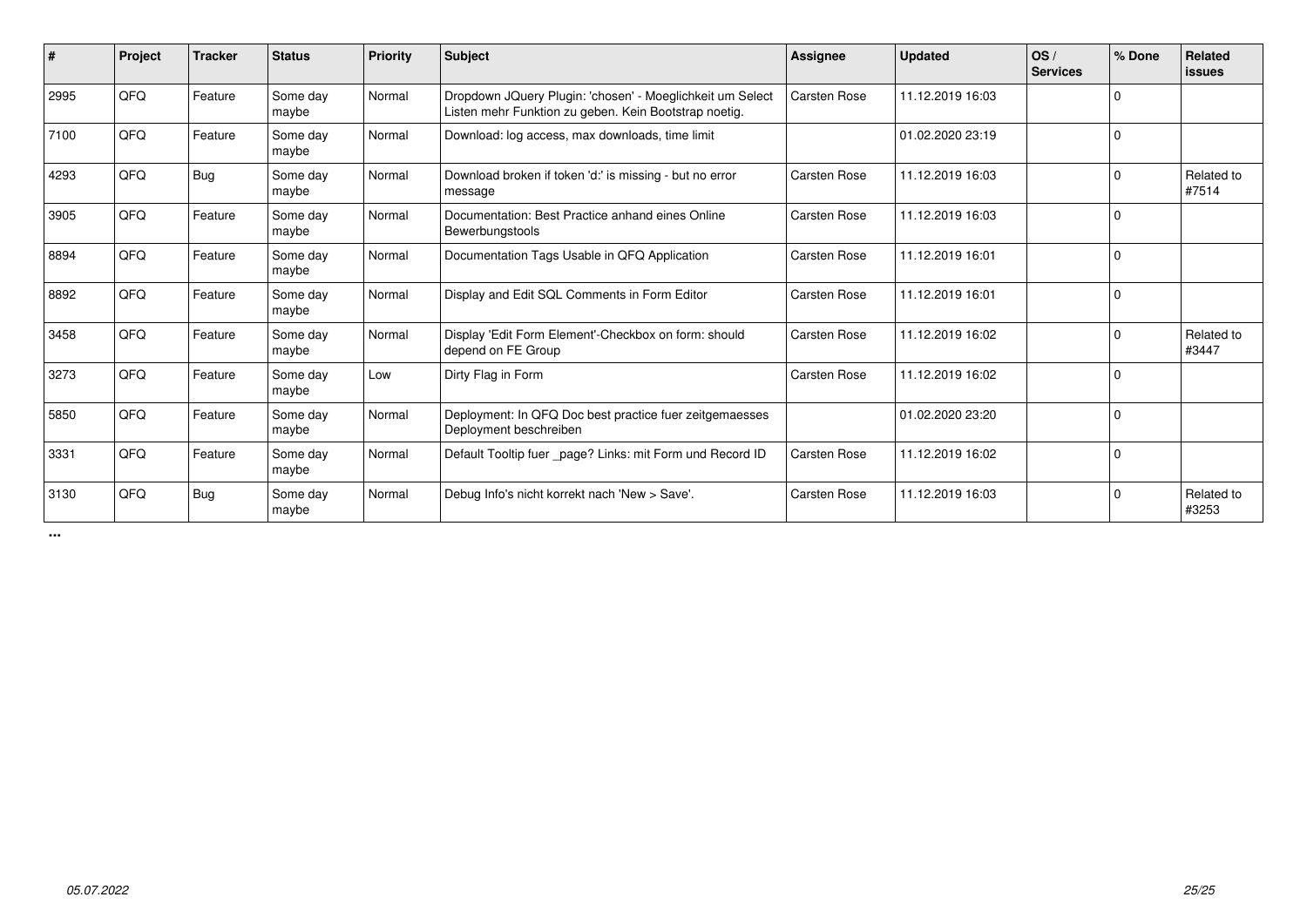| # | Project | Tracker | Status | Priority | Subject | Assignee | Updated | OS / Services | % Done | Related issues |
|---|---|---|---|---|---|---|---|---|---|---|
| 2995 | QFQ | Feature | Some day maybe | Normal | Dropdown JQuery Plugin: 'chosen' - Moeglichkeit um Select Listen mehr Funktion zu geben. Kein Bootstrap noetig. | Carsten Rose | 11.12.2019 16:03 | | 0 | |
| 7100 | QFQ | Feature | Some day maybe | Normal | Download: log access, max downloads, time limit | | 01.02.2020 23:19 | | 0 | |
| 4293 | QFQ | Bug | Some day maybe | Normal | Download broken if token 'd:' is missing - but no error message | Carsten Rose | 11.12.2019 16:03 | | 0 | Related to #7514 |
| 3905 | QFQ | Feature | Some day maybe | Normal | Documentation: Best Practice anhand eines Online Bewerbungstools | Carsten Rose | 11.12.2019 16:03 | | 0 | |
| 8894 | QFQ | Feature | Some day maybe | Normal | Documentation Tags Usable in QFQ Application | Carsten Rose | 11.12.2019 16:01 | | 0 | |
| 8892 | QFQ | Feature | Some day maybe | Normal | Display and Edit SQL Comments in Form Editor | Carsten Rose | 11.12.2019 16:01 | | 0 | |
| 3458 | QFQ | Feature | Some day maybe | Normal | Display 'Edit Form Element'-Checkbox on form: should depend on FE Group | Carsten Rose | 11.12.2019 16:02 | | 0 | Related to #3447 |
| 3273 | QFQ | Feature | Some day maybe | Low | Dirty Flag in Form | Carsten Rose | 11.12.2019 16:02 | | 0 | |
| 5850 | QFQ | Feature | Some day maybe | Normal | Deployment: In QFQ Doc best practice fuer zeitgemaesses Deployment beschreiben | | 01.02.2020 23:20 | | 0 | |
| 3331 | QFQ | Feature | Some day maybe | Normal | Default Tooltip fuer _page? Links: mit Form und Record ID | Carsten Rose | 11.12.2019 16:02 | | 0 | |
| 3130 | QFQ | Bug | Some day maybe | Normal | Debug Info's nicht korrekt nach 'New > Save'. | Carsten Rose | 11.12.2019 16:03 | | 0 | Related to #3253 |

...